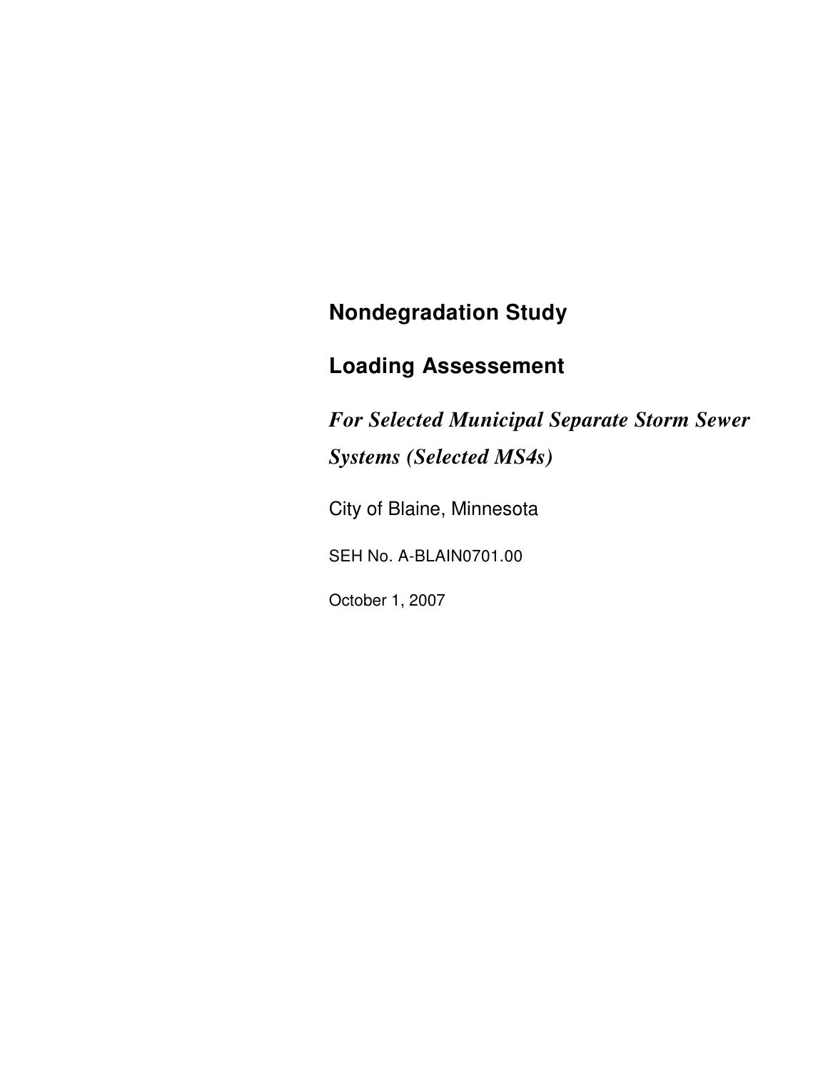# Nondegradation Study

# Loading Assessement

***For Selected Municipal Separate Storm Sewer Systems (Selected MS4s)***

City of Blaine, Minnesota

SEH No. A-BLAIN0701.00

October 1, 2007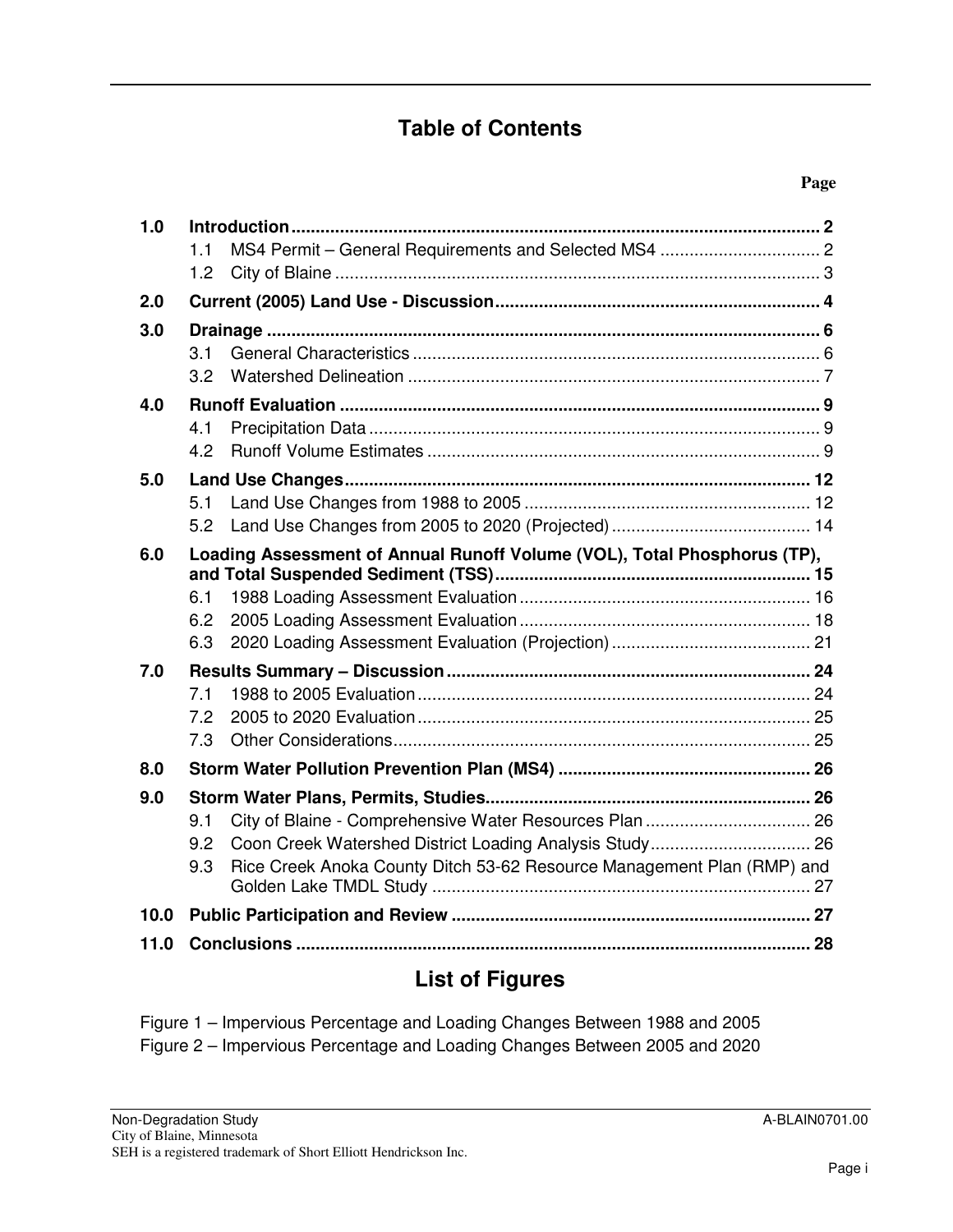# Table of Contents

| | | Page |
|---|---|---|
| **1.0** | **Introduction** | **2** |
| | 1.1 MS4 Permit – General Requirements and Selected MS4 | 2 |
| | 1.2 City of Blaine | 3 |
| **2.0** | **Current (2005) Land Use - Discussion** | **4** |
| **3.0** | **Drainage** | **6** |
| | 3.1 General Characteristics | 6 |
| | 3.2 Watershed Delineation | 7 |
| **4.0** | **Runoff Evaluation** | **9** |
| | 4.1 Precipitation Data | 9 |
| | 4.2 Runoff Volume Estimates | 9 |
| **5.0** | **Land Use Changes** | **12** |
| | 5.1 Land Use Changes from 1988 to 2005 | 12 |
| | 5.2 Land Use Changes from 2005 to 2020 (Projected) | 14 |
| **6.0** | **Loading Assessment of Annual Runoff Volume (VOL), Total Phosphorus (TP), and Total Suspended Sediment (TSS)** | **15** |
| | 6.1 1988 Loading Assessment Evaluation | 16 |
| | 6.2 2005 Loading Assessment Evaluation | 18 |
| | 6.3 2020 Loading Assessment Evaluation (Projection) | 21 |
| **7.0** | **Results Summary – Discussion** | **24** |
| | 7.1 1988 to 2005 Evaluation | 24 |
| | 7.2 2005 to 2020 Evaluation | 25 |
| | 7.3 Other Considerations | 25 |
| **8.0** | **Storm Water Pollution Prevention Plan (MS4)** | **26** |
| **9.0** | **Storm Water Plans, Permits, Studies** | **26** |
| | 9.1 City of Blaine - Comprehensive Water Resources Plan | 26 |
| | 9.2 Coon Creek Watershed District Loading Analysis Study | 26 |
| | 9.3 Rice Creek Anoka County Ditch 53-62 Resource Management Plan (RMP) and Golden Lake TMDL Study | 27 |
| **10.0** | **Public Participation and Review** | **27** |
| **11.0** | **Conclusions** | **28** |

# List of Figures

Figure 1 – Impervious Percentage and Loading Changes Between 1988 and 2005
Figure 2 – Impervious Percentage and Loading Changes Between 2005 and 2020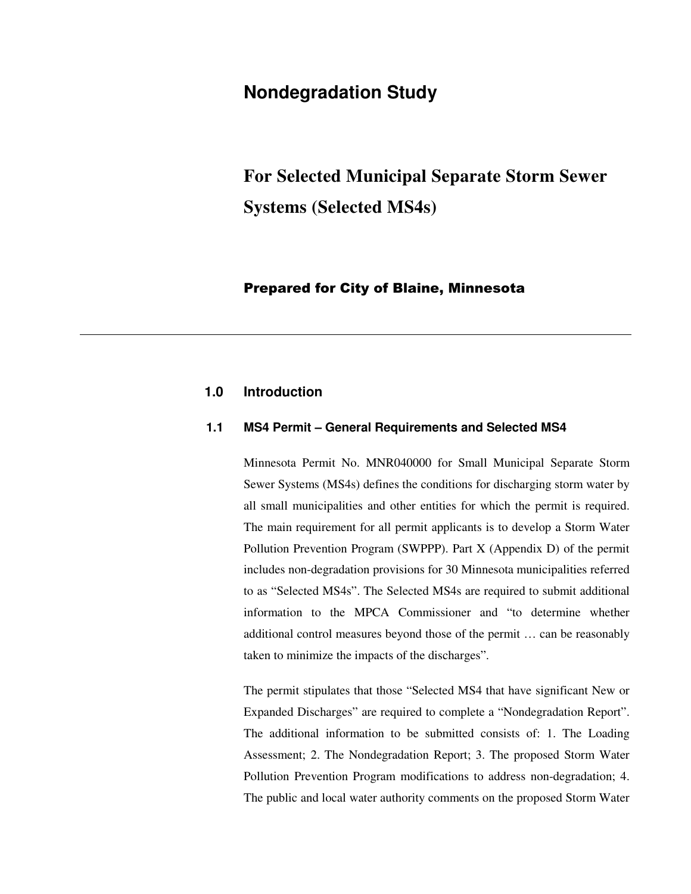# Nondegradation Study

## For Selected Municipal Separate Storm Sewer Systems (Selected MS4s)

### Prepared for City of Blaine, Minnesota

---

## 1.0 Introduction

### 1.1 MS4 Permit – General Requirements and Selected MS4

Minnesota Permit No. MNR040000 for Small Municipal Separate Storm Sewer Systems (MS4s) defines the conditions for discharging storm water by all small municipalities and other entities for which the permit is required. The main requirement for all permit applicants is to develop a Storm Water Pollution Prevention Program (SWPPP). Part X (Appendix D) of the permit includes non-degradation provisions for 30 Minnesota municipalities referred to as "Selected MS4s". The Selected MS4s are required to submit additional information to the MPCA Commissioner and "to determine whether additional control measures beyond those of the permit … can be reasonably taken to minimize the impacts of the discharges".

The permit stipulates that those "Selected MS4 that have significant New or Expanded Discharges" are required to complete a "Nondegradation Report". The additional information to be submitted consists of: 1. The Loading Assessment; 2. The Nondegradation Report; 3. The proposed Storm Water Pollution Prevention Program modifications to address non-degradation; 4. The public and local water authority comments on the proposed Storm Water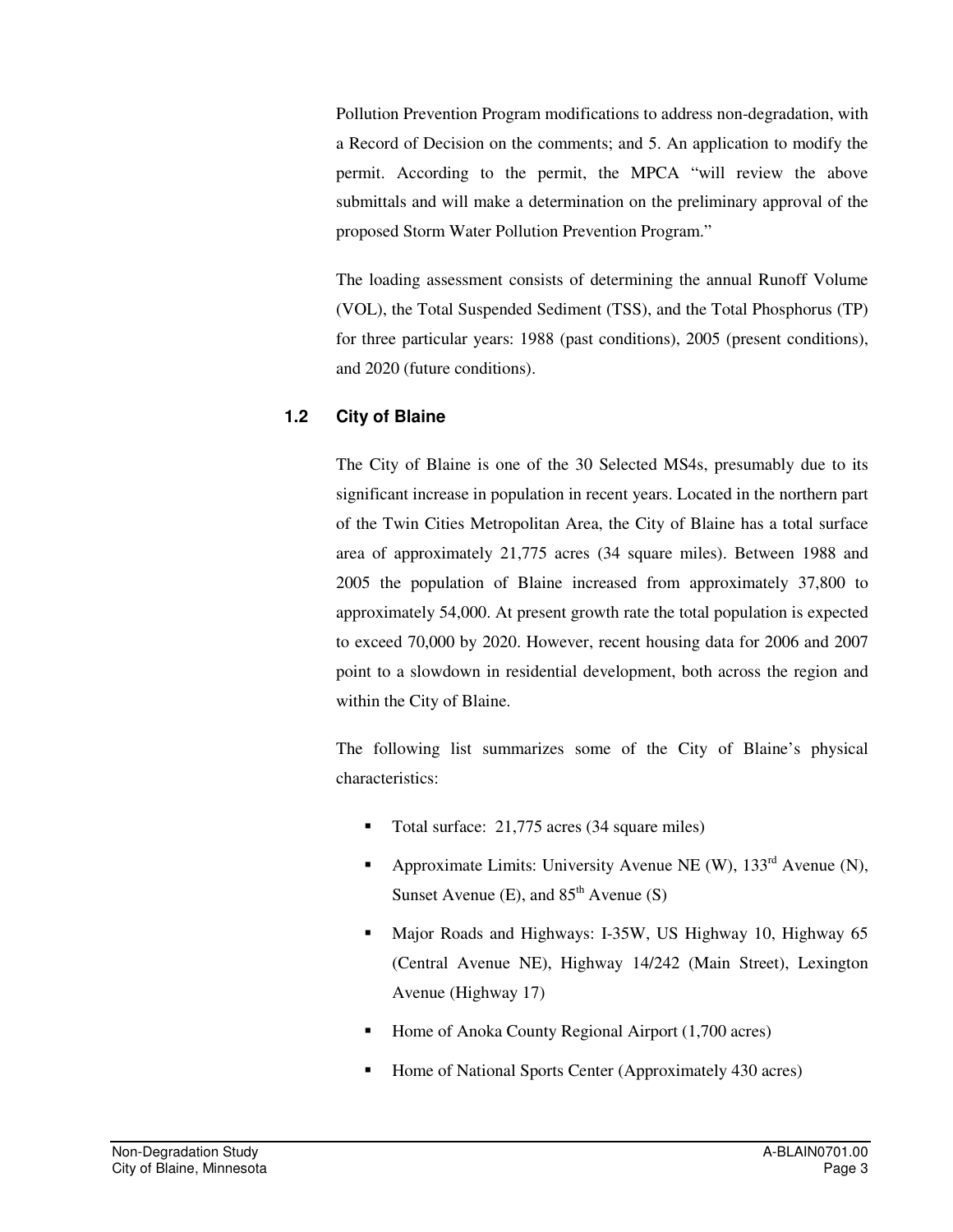Pollution Prevention Program modifications to address non-degradation, with a Record of Decision on the comments; and 5. An application to modify the permit. According to the permit, the MPCA "will review the above submittals and will make a determination on the preliminary approval of the proposed Storm Water Pollution Prevention Program."

The loading assessment consists of determining the annual Runoff Volume (VOL), the Total Suspended Sediment (TSS), and the Total Phosphorus (TP) for three particular years: 1988 (past conditions), 2005 (present conditions), and 2020 (future conditions).

### 1.2 City of Blaine

The City of Blaine is one of the 30 Selected MS4s, presumably due to its significant increase in population in recent years. Located in the northern part of the Twin Cities Metropolitan Area, the City of Blaine has a total surface area of approximately 21,775 acres (34 square miles). Between 1988 and 2005 the population of Blaine increased from approximately 37,800 to approximately 54,000. At present growth rate the total population is expected to exceed 70,000 by 2020. However, recent housing data for 2006 and 2007 point to a slowdown in residential development, both across the region and within the City of Blaine.

The following list summarizes some of the City of Blaine's physical characteristics:

- Total surface: 21,775 acres (34 square miles)
- Approximate Limits: University Avenue NE (W), 133rd Avenue (N), Sunset Avenue (E), and 85th Avenue (S)
- Major Roads and Highways: I-35W, US Highway 10, Highway 65 (Central Avenue NE), Highway 14/242 (Main Street), Lexington Avenue (Highway 17)
- Home of Anoka County Regional Airport (1,700 acres)
- Home of National Sports Center (Approximately 430 acres)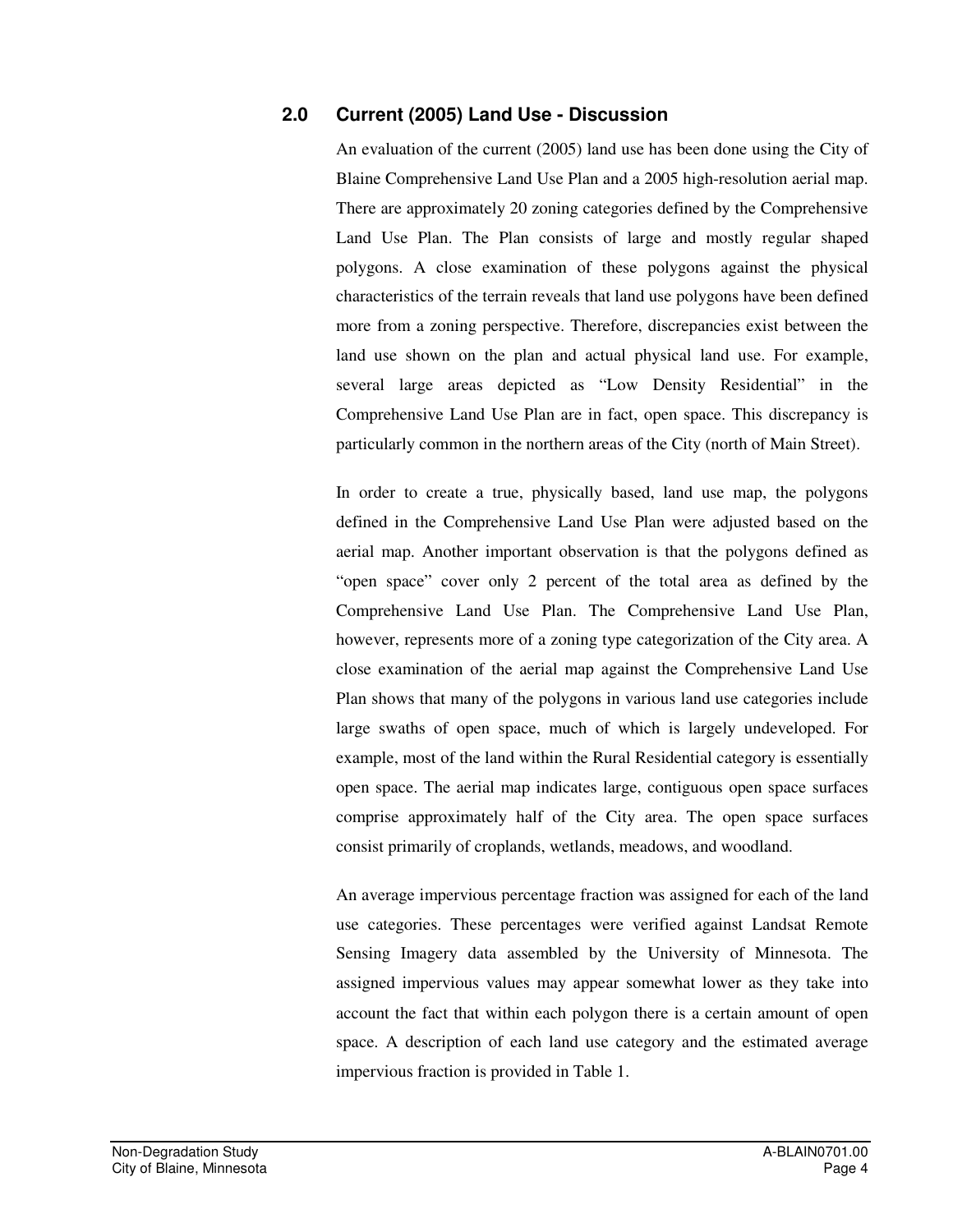## 2.0 Current (2005) Land Use - Discussion

An evaluation of the current (2005) land use has been done using the City of Blaine Comprehensive Land Use Plan and a 2005 high-resolution aerial map. There are approximately 20 zoning categories defined by the Comprehensive Land Use Plan. The Plan consists of large and mostly regular shaped polygons. A close examination of these polygons against the physical characteristics of the terrain reveals that land use polygons have been defined more from a zoning perspective. Therefore, discrepancies exist between the land use shown on the plan and actual physical land use. For example, several large areas depicted as "Low Density Residential" in the Comprehensive Land Use Plan are in fact, open space. This discrepancy is particularly common in the northern areas of the City (north of Main Street).

In order to create a true, physically based, land use map, the polygons defined in the Comprehensive Land Use Plan were adjusted based on the aerial map. Another important observation is that the polygons defined as "open space" cover only 2 percent of the total area as defined by the Comprehensive Land Use Plan. The Comprehensive Land Use Plan, however, represents more of a zoning type categorization of the City area. A close examination of the aerial map against the Comprehensive Land Use Plan shows that many of the polygons in various land use categories include large swaths of open space, much of which is largely undeveloped. For example, most of the land within the Rural Residential category is essentially open space. The aerial map indicates large, contiguous open space surfaces comprise approximately half of the City area. The open space surfaces consist primarily of croplands, wetlands, meadows, and woodland.

An average impervious percentage fraction was assigned for each of the land use categories. These percentages were verified against Landsat Remote Sensing Imagery data assembled by the University of Minnesota. The assigned impervious values may appear somewhat lower as they take into account the fact that within each polygon there is a certain amount of open space. A description of each land use category and the estimated average impervious fraction is provided in Table 1.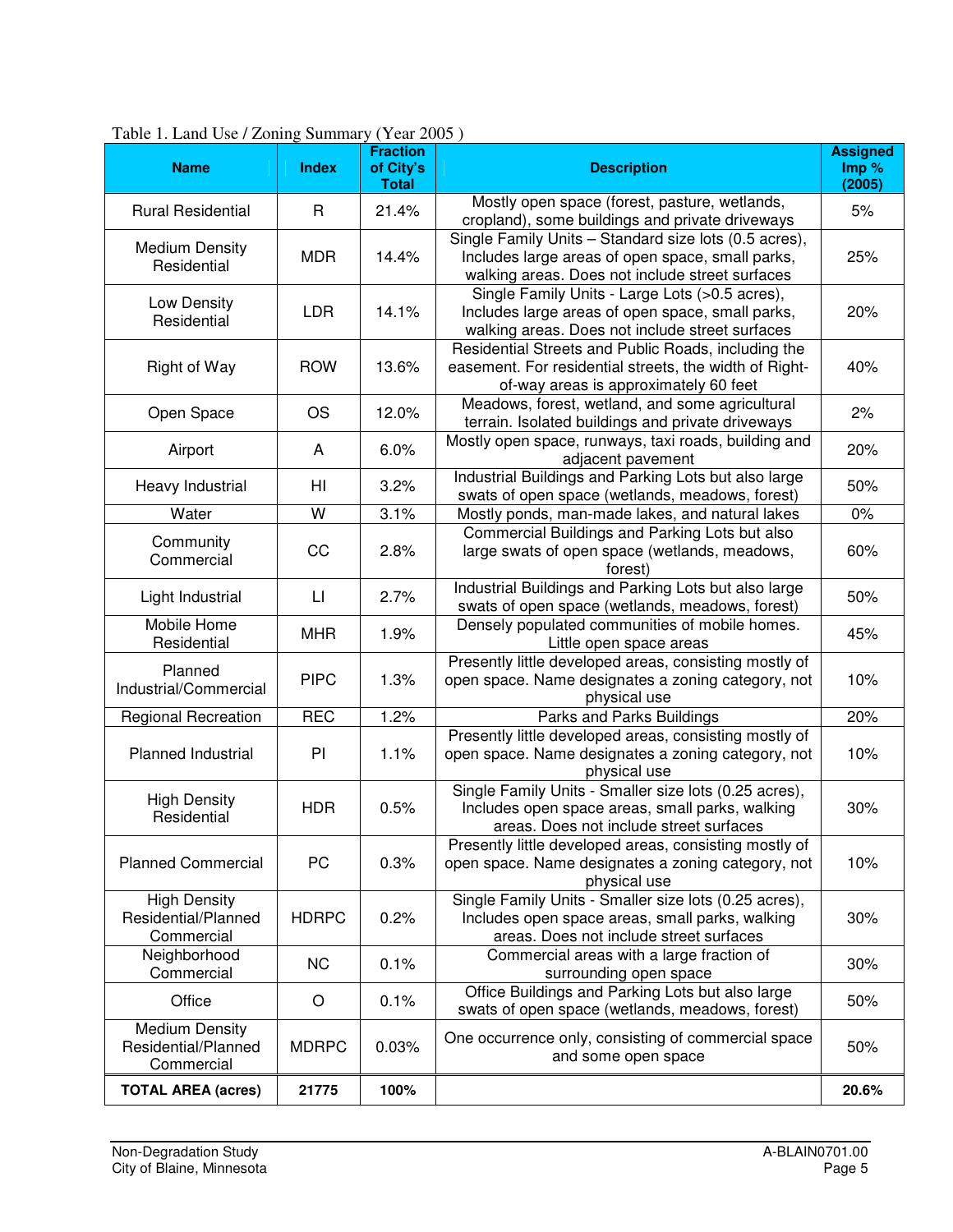Table 1. Land Use / Zoning Summary (Year 2005 )

| Name | Index | Fraction of City's Total | Description | Assigned Imp % (2005) |
|---|---|---|---|---|
| Rural Residential | R | 21.4% | Mostly open space (forest, pasture, wetlands, cropland), some buildings and private driveways | 5% |
| Medium Density Residential | MDR | 14.4% | Single Family Units – Standard size lots (0.5 acres), Includes large areas of open space, small parks, walking areas. Does not include street surfaces | 25% |
| Low Density Residential | LDR | 14.1% | Single Family Units - Large Lots (>0.5 acres), Includes large areas of open space, small parks, walking areas. Does not include street surfaces | 20% |
| Right of Way | ROW | 13.6% | Residential Streets and Public Roads, including the easement. For residential streets, the width of Right-of-way areas is approximately 60 feet | 40% |
| Open Space | OS | 12.0% | Meadows, forest, wetland, and some agricultural terrain. Isolated buildings and private driveways | 2% |
| Airport | A | 6.0% | Mostly open space, runways, taxi roads, building and adjacent pavement | 20% |
| Heavy Industrial | HI | 3.2% | Industrial Buildings and Parking Lots but also large swats of open space (wetlands, meadows, forest) | 50% |
| Water | W | 3.1% | Mostly ponds, man-made lakes, and natural lakes | 0% |
| Community Commercial | CC | 2.8% | Commercial Buildings and Parking Lots but also large swats of open space (wetlands, meadows, forest) | 60% |
| Light Industrial | LI | 2.7% | Industrial Buildings and Parking Lots but also large swats of open space (wetlands, meadows, forest) | 50% |
| Mobile Home Residential | MHR | 1.9% | Densely populated communities of mobile homes. Little open space areas | 45% |
| Planned Industrial/Commercial | PIPC | 1.3% | Presently little developed areas, consisting mostly of open space. Name designates a zoning category, not physical use | 10% |
| Regional Recreation | REC | 1.2% | Parks and Parks Buildings | 20% |
| Planned Industrial | PI | 1.1% | Presently little developed areas, consisting mostly of open space. Name designates a zoning category, not physical use | 10% |
| High Density Residential | HDR | 0.5% | Single Family Units - Smaller size lots (0.25 acres), Includes open space areas, small parks, walking areas. Does not include street surfaces | 30% |
| Planned Commercial | PC | 0.3% | Presently little developed areas, consisting mostly of open space. Name designates a zoning category, not physical use | 10% |
| High Density Residential/Planned Commercial | HDRPC | 0.2% | Single Family Units - Smaller size lots (0.25 acres), Includes open space areas, small parks, walking areas. Does not include street surfaces | 30% |
| Neighborhood Commercial | NC | 0.1% | Commercial areas with a large fraction of surrounding open space | 30% |
| Office | O | 0.1% | Office Buildings and Parking Lots but also large swats of open space (wetlands, meadows, forest) | 50% |
| Medium Density Residential/Planned Commercial | MDRPC | 0.03% | One occurrence only, consisting of commercial space and some open space | 50% |
| **TOTAL AREA (acres)** | **21775** | **100%** | | **20.6%** |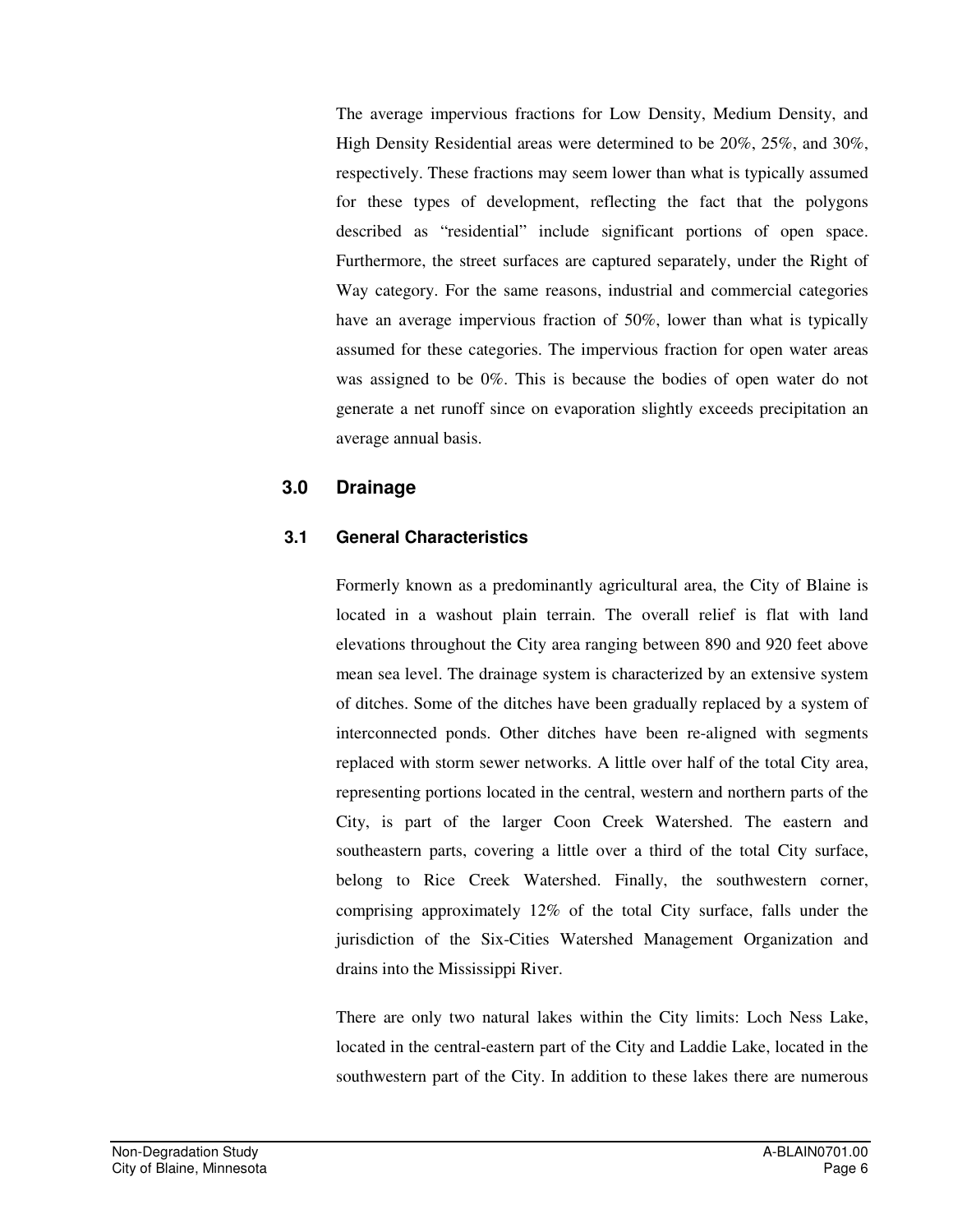The average impervious fractions for Low Density, Medium Density, and High Density Residential areas were determined to be 20%, 25%, and 30%, respectively. These fractions may seem lower than what is typically assumed for these types of development, reflecting the fact that the polygons described as "residential" include significant portions of open space. Furthermore, the street surfaces are captured separately, under the Right of Way category. For the same reasons, industrial and commercial categories have an average impervious fraction of 50%, lower than what is typically assumed for these categories. The impervious fraction for open water areas was assigned to be 0%. This is because the bodies of open water do not generate a net runoff since on evaporation slightly exceeds precipitation an average annual basis.

# 3.0 Drainage

## 3.1 General Characteristics

Formerly known as a predominantly agricultural area, the City of Blaine is located in a washout plain terrain. The overall relief is flat with land elevations throughout the City area ranging between 890 and 920 feet above mean sea level. The drainage system is characterized by an extensive system of ditches. Some of the ditches have been gradually replaced by a system of interconnected ponds. Other ditches have been re-aligned with segments replaced with storm sewer networks. A little over half of the total City area, representing portions located in the central, western and northern parts of the City, is part of the larger Coon Creek Watershed. The eastern and southeastern parts, covering a little over a third of the total City surface, belong to Rice Creek Watershed. Finally, the southwestern corner, comprising approximately 12% of the total City surface, falls under the jurisdiction of the Six-Cities Watershed Management Organization and drains into the Mississippi River.

There are only two natural lakes within the City limits: Loch Ness Lake, located in the central-eastern part of the City and Laddie Lake, located in the southwestern part of the City. In addition to these lakes there are numerous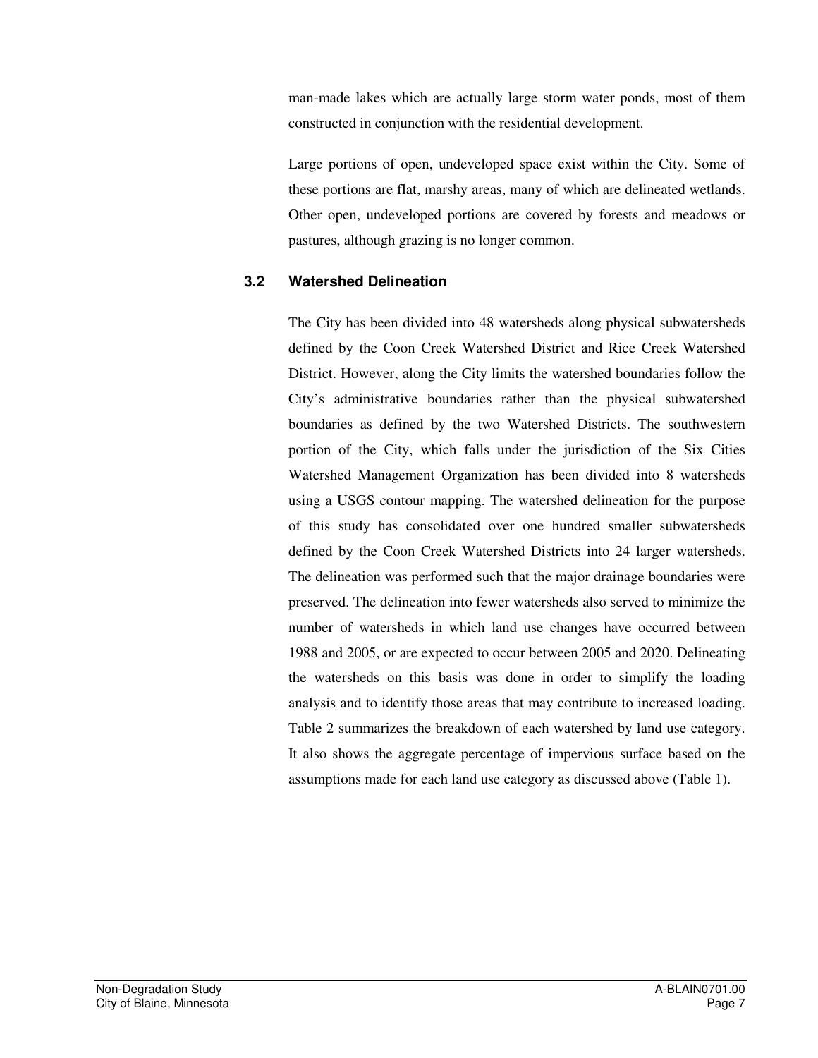man-made lakes which are actually large storm water ponds, most of them constructed in conjunction with the residential development.

Large portions of open, undeveloped space exist within the City. Some of these portions are flat, marshy areas, many of which are delineated wetlands. Other open, undeveloped portions are covered by forests and meadows or pastures, although grazing is no longer common.

### 3.2 Watershed Delineation

The City has been divided into 48 watersheds along physical subwatersheds defined by the Coon Creek Watershed District and Rice Creek Watershed District. However, along the City limits the watershed boundaries follow the City's administrative boundaries rather than the physical subwatershed boundaries as defined by the two Watershed Districts. The southwestern portion of the City, which falls under the jurisdiction of the Six Cities Watershed Management Organization has been divided into 8 watersheds using a USGS contour mapping. The watershed delineation for the purpose of this study has consolidated over one hundred smaller subwatersheds defined by the Coon Creek Watershed Districts into 24 larger watersheds. The delineation was performed such that the major drainage boundaries were preserved. The delineation into fewer watersheds also served to minimize the number of watersheds in which land use changes have occurred between 1988 and 2005, or are expected to occur between 2005 and 2020. Delineating the watersheds on this basis was done in order to simplify the loading analysis and to identify those areas that may contribute to increased loading. Table 2 summarizes the breakdown of each watershed by land use category. It also shows the aggregate percentage of impervious surface based on the assumptions made for each land use category as discussed above (Table 1).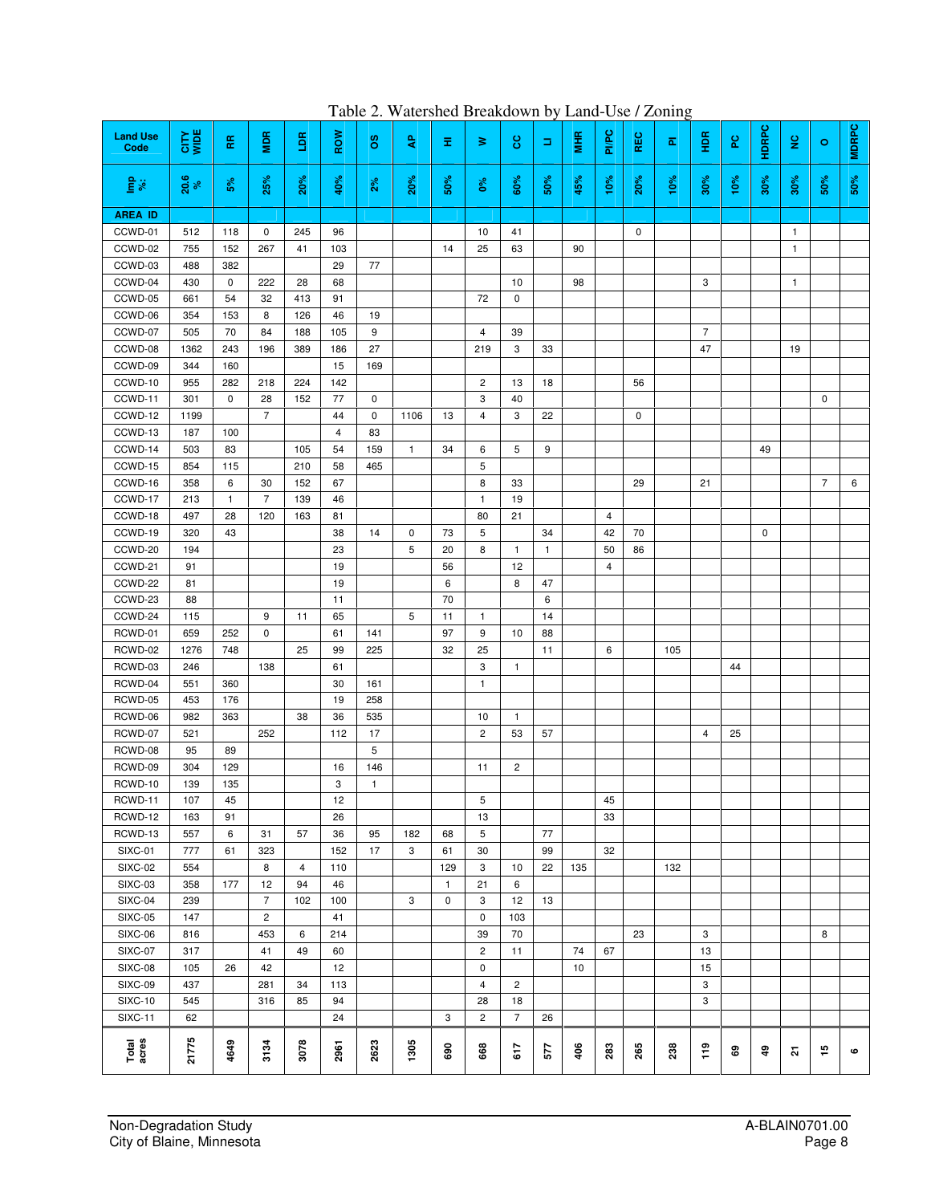Table 2. Watershed Breakdown by Land-Use / Zoning

| Land Use Code | CITY WIDE | RR | MDR | LDR | ROW | OS | AP | HI | W | CC | LI | MHR | PI/PC | REC | PI | HDR | PC | HDRPC | NC | O | MDRPC |
|---|---|---|---|---|---|---|---|---|---|---|---|---|---|---|---|---|---|---|---|---|---|
| Imp %: | 20.6 % | 5% | 25% | 20% | 40% | 2% | 20% | 50% | 0% | 60% | 50% | 45% | 10% | 20% | 10% | 30% | 10% | 30% | 30% | 50% | 50% |
| AREA ID | | | | | | | | | | | | | | | | | | | | | |
| CCWD-01 | 512 | 118 | 0 | 245 | 96 | | | | 10 | 41 | | | | 0 | | | | | 1 | | |
| CCWD-02 | 755 | 152 | 267 | 41 | 103 | | | 14 | 25 | 63 | | 90 | | | | | | | 1 | | |
| CCWD-03 | 488 | 382 | | | 29 | 77 | | | | | | | | | | | | | | | |
| CCWD-04 | 430 | 0 | 222 | 28 | 68 | | | | | 10 | | 98 | | | | 3 | | | 1 | | |
| CCWD-05 | 661 | 54 | 32 | 413 | 91 | | | | 72 | 0 | | | | | | | | | | | |
| CCWD-06 | 354 | 153 | 8 | 126 | 46 | 19 | | | | | | | | | | | | | | | |
| CCWD-07 | 505 | 70 | 84 | 188 | 105 | 9 | | | 4 | 39 | | | | | | 7 | | | | | |
| CCWD-08 | 1362 | 243 | 196 | 389 | 186 | 27 | | | 219 | 3 | 33 | | | | | 47 | | | 19 | | |
| CCWD-09 | 344 | 160 | | | 15 | 169 | | | | | | | | | | | | | | | |
| CCWD-10 | 955 | 282 | 218 | 224 | 142 | | | | 2 | 13 | 18 | | | 56 | | | | | | | |
| CCWD-11 | 301 | 0 | 28 | 152 | 77 | 0 | | | 3 | 40 | | | | | | | | | | 0 | |
| CCWD-12 | 1199 | | 7 | | 44 | 0 | 1106 | 13 | 4 | 3 | 22 | | | 0 | | | | | | | |
| CCWD-13 | 187 | 100 | | | 4 | 83 | | | | | | | | | | | | | | | |
| CCWD-14 | 503 | 83 | | 105 | 54 | 159 | 1 | 34 | 6 | 5 | 9 | | | | | | | 49 | | | |
| CCWD-15 | 854 | 115 | | 210 | 58 | 465 | | | 5 | | | | | | | | | | | | |
| CCWD-16 | 358 | 6 | 30 | 152 | 67 | | | | 8 | 33 | | | | 29 | | 21 | | | | 7 | 6 |
| CCWD-17 | 213 | 1 | 7 | 139 | 46 | | | | 1 | 19 | | | | | | | | | | | |
| CCWD-18 | 497 | 28 | 120 | 163 | 81 | | | | 80 | 21 | | | 4 | | | | | | | | |
| CCWD-19 | 320 | 43 | | | 38 | 14 | 0 | 73 | 5 | | 34 | | 42 | 70 | | | | 0 | | | |
| CCWD-20 | 194 | | | | 23 | | 5 | 20 | 8 | 1 | 1 | | 50 | 86 | | | | | | | |
| CCWD-21 | 91 | | | | 19 | | | 56 | | 12 | | | 4 | | | | | | | | |
| CCWD-22 | 81 | | | | 19 | | | 6 | | 8 | 47 | | | | | | | | | | |
| CCWD-23 | 88 | | | | 11 | | | 70 | | | 6 | | | | | | | | | | |
| CCWD-24 | 115 | | 9 | 11 | 65 | | 5 | 11 | 1 | | 14 | | | | | | | | | | |
| RCWD-01 | 659 | 252 | 0 | | 61 | 141 | | 97 | 9 | 10 | 88 | | | | | | | | | | |
| RCWD-02 | 1276 | 748 | | 25 | 99 | 225 | | 32 | 25 | | 11 | | 6 | | 105 | | | | | | |
| RCWD-03 | 246 | | 138 | | 61 | | | | 3 | 1 | | | | | | | 44 | | | | |
| RCWD-04 | 551 | 360 | | | 30 | 161 | | | 1 | | | | | | | | | | | | |
| RCWD-05 | 453 | 176 | | | 19 | 258 | | | | | | | | | | | | | | | |
| RCWD-06 | 982 | 363 | | 38 | 36 | 535 | | | 10 | 1 | | | | | | | | | | | |
| RCWD-07 | 521 | | 252 | | 112 | 17 | | | 2 | 53 | 57 | | | | | 4 | 25 | | | | |
| RCWD-08 | 95 | 89 | | | | 5 | | | | | | | | | | | | | | | |
| RCWD-09 | 304 | 129 | | | 16 | 146 | | | 11 | 2 | | | | | | | | | | | |
| RCWD-10 | 139 | 135 | | | 3 | 1 | | | | | | | | | | | | | | | |
| RCWD-11 | 107 | 45 | | | 12 | | | | 5 | | | | 45 | | | | | | | | |
| RCWD-12 | 163 | 91 | | | 26 | | | | 13 | | | | 33 | | | | | | | | |
| RCWD-13 | 557 | 6 | 31 | 57 | 36 | 95 | 182 | 68 | 5 | | 77 | | | | | | | | | | |
| SIXC-01 | 777 | 61 | 323 | | 152 | 17 | 3 | 61 | 30 | | 99 | | 32 | | | | | | | | |
| SIXC-02 | 554 | | 8 | 4 | 110 | | | 129 | 3 | 10 | 22 | 135 | | | 132 | | | | | | |
| SIXC-03 | 358 | 177 | 12 | 94 | 46 | | | 1 | 21 | 6 | | | | | | | | | | | |
| SIXC-04 | 239 | | 7 | 102 | 100 | | 3 | 0 | 3 | 12 | 13 | | | | | | | | | | |
| SIXC-05 | 147 | | 2 | | 41 | | | | 0 | 103 | | | | | | | | | | | |
| SIXC-06 | 816 | | 453 | 6 | 214 | | | | 39 | 70 | | | | 23 | | 3 | | | | 8 | |
| SIXC-07 | 317 | | 41 | 49 | 60 | | | | 2 | 11 | | 74 | 67 | | | 13 | | | | | |
| SIXC-08 | 105 | 26 | 42 | | 12 | | | | 0 | | | 10 | | | | 15 | | | | | |
| SIXC-09 | 437 | | 281 | 34 | 113 | | | | 4 | 2 | | | | | | 3 | | | | | |
| SIXC-10 | 545 | | 316 | 85 | 94 | | | | 28 | 18 | | | | | | 3 | | | | | |
| SIXC-11 | 62 | | | | 24 | | | 3 | 2 | 7 | 26 | | | | | | | | | | |
| Total acres | 21775 | 4649 | 3134 | 3078 | 2961 | 2623 | 1305 | 690 | 668 | 617 | 577 | 406 | 283 | 265 | 238 | 119 | 69 | 49 | 21 | 15 | 6 |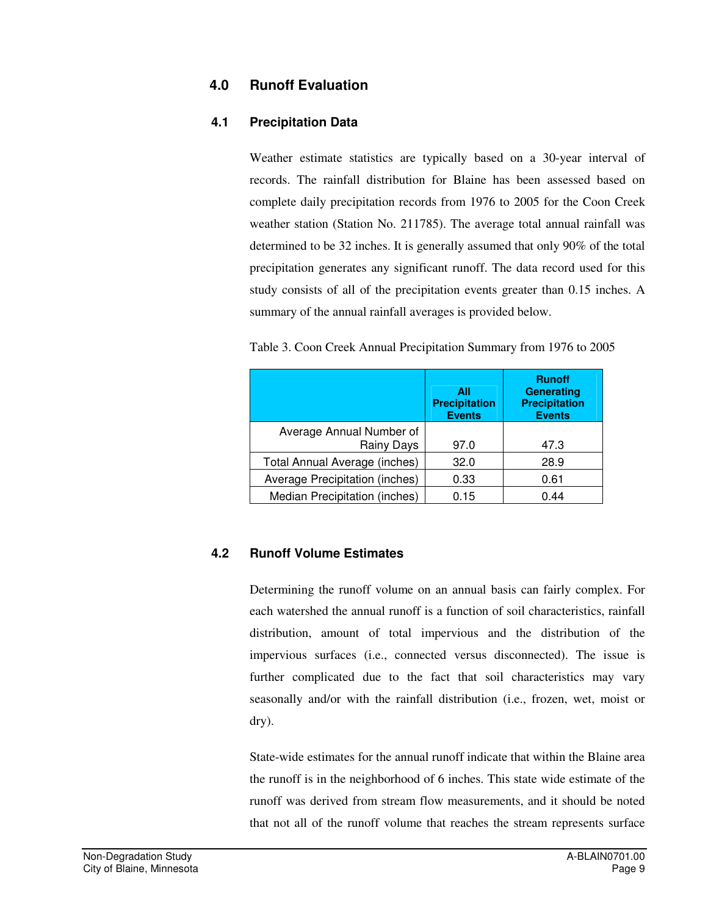## 4.0 Runoff Evaluation

### 4.1 Precipitation Data

Weather estimate statistics are typically based on a 30-year interval of records. The rainfall distribution for Blaine has been assessed based on complete daily precipitation records from 1976 to 2005 for the Coon Creek weather station (Station No. 211785). The average total annual rainfall was determined to be 32 inches. It is generally assumed that only 90% of the total precipitation generates any significant runoff. The data record used for this study consists of all of the precipitation events greater than 0.15 inches. A summary of the annual rainfall averages is provided below.

Table 3. Coon Creek Annual Precipitation Summary from 1976 to 2005

| | All Precipitation Events | Runoff Generating Precipitation Events |
|---|---|---|
| Average Annual Number of Rainy Days | 97.0 | 47.3 |
| Total Annual Average (inches) | 32.0 | 28.9 |
| Average Precipitation (inches) | 0.33 | 0.61 |
| Median Precipitation (inches) | 0.15 | 0.44 |

### 4.2 Runoff Volume Estimates

Determining the runoff volume on an annual basis can fairly complex. For each watershed the annual runoff is a function of soil characteristics, rainfall distribution, amount of total impervious and the distribution of the impervious surfaces (i.e., connected versus disconnected). The issue is further complicated due to the fact that soil characteristics may vary seasonally and/or with the rainfall distribution (i.e., frozen, wet, moist or dry).

State-wide estimates for the annual runoff indicate that within the Blaine area the runoff is in the neighborhood of 6 inches. This state wide estimate of the runoff was derived from stream flow measurements, and it should be noted that not all of the runoff volume that reaches the stream represents surface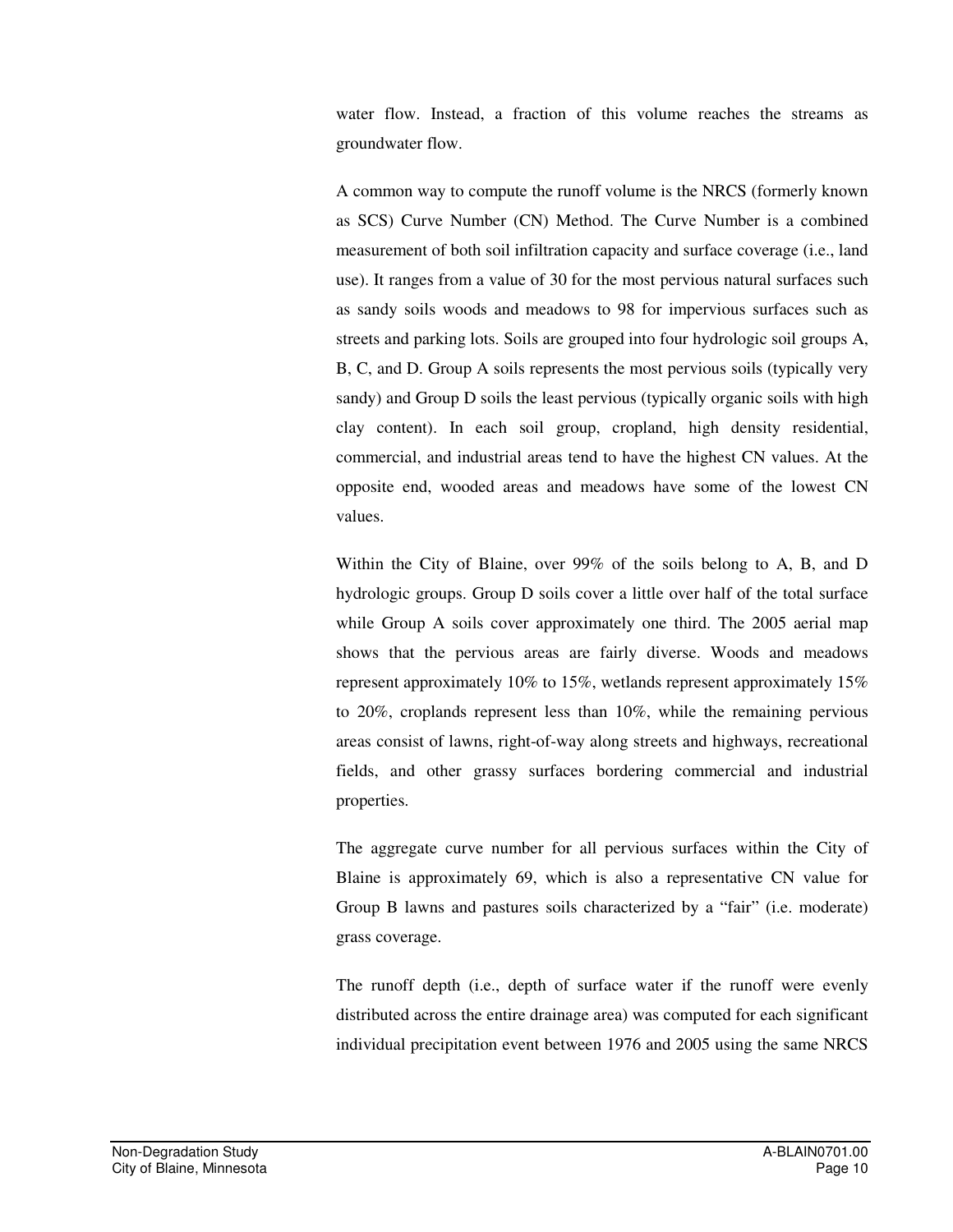water flow. Instead, a fraction of this volume reaches the streams as groundwater flow.

A common way to compute the runoff volume is the NRCS (formerly known as SCS) Curve Number (CN) Method. The Curve Number is a combined measurement of both soil infiltration capacity and surface coverage (i.e., land use). It ranges from a value of 30 for the most pervious natural surfaces such as sandy soils woods and meadows to 98 for impervious surfaces such as streets and parking lots. Soils are grouped into four hydrologic soil groups A, B, C, and D. Group A soils represents the most pervious soils (typically very sandy) and Group D soils the least pervious (typically organic soils with high clay content). In each soil group, cropland, high density residential, commercial, and industrial areas tend to have the highest CN values. At the opposite end, wooded areas and meadows have some of the lowest CN values.

Within the City of Blaine, over 99% of the soils belong to A, B, and D hydrologic groups. Group D soils cover a little over half of the total surface while Group A soils cover approximately one third. The 2005 aerial map shows that the pervious areas are fairly diverse. Woods and meadows represent approximately 10% to 15%, wetlands represent approximately 15% to 20%, croplands represent less than 10%, while the remaining pervious areas consist of lawns, right-of-way along streets and highways, recreational fields, and other grassy surfaces bordering commercial and industrial properties.

The aggregate curve number for all pervious surfaces within the City of Blaine is approximately 69, which is also a representative CN value for Group B lawns and pastures soils characterized by a "fair" (i.e. moderate) grass coverage.

The runoff depth (i.e., depth of surface water if the runoff were evenly distributed across the entire drainage area) was computed for each significant individual precipitation event between 1976 and 2005 using the same NRCS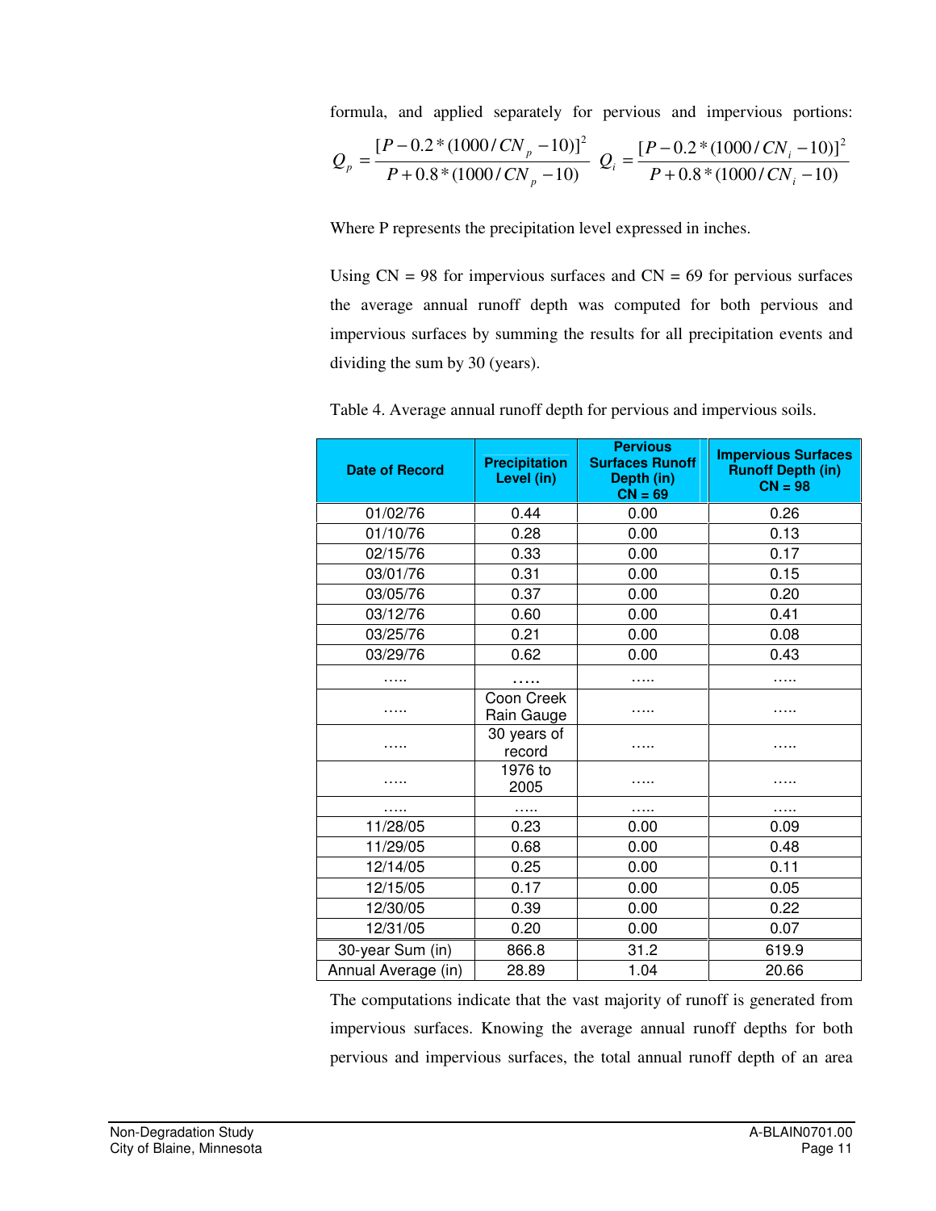formula, and applied separately for pervious and impervious portions:

$$Q_p = \frac{[P - 0.2*(1000/CN_p - 10)]^2}{P + 0.8*(1000/CN_p - 10)} \quad Q_i = \frac{[P - 0.2*(1000/CN_i - 10)]^2}{P + 0.8*(1000/CN_i - 10)}$$

Where P represents the precipitation level expressed in inches.

Using CN = 98 for impervious surfaces and CN = 69 for pervious surfaces the average annual runoff depth was computed for both pervious and impervious surfaces by summing the results for all precipitation events and dividing the sum by 30 (years).

Table 4. Average annual runoff depth for pervious and impervious soils.

| Date of Record | Precipitation Level (in) | Pervious Surfaces Runoff Depth (in) CN = 69 | Impervious Surfaces Runoff Depth (in) CN = 98 |
|---|---|---|---|
| 01/02/76 | 0.44 | 0.00 | 0.26 |
| 01/10/76 | 0.28 | 0.00 | 0.13 |
| 02/15/76 | 0.33 | 0.00 | 0.17 |
| 03/01/76 | 0.31 | 0.00 | 0.15 |
| 03/05/76 | 0.37 | 0.00 | 0.20 |
| 03/12/76 | 0.60 | 0.00 | 0.41 |
| 03/25/76 | 0.21 | 0.00 | 0.08 |
| 03/29/76 | 0.62 | 0.00 | 0.43 |
| ….. | ….. | ….. | ….. |
| ….. | Coon Creek Rain Gauge | ….. | ….. |
| ….. | 30 years of record | ….. | ….. |
| ….. | 1976 to 2005 | ….. | ….. |
| ….. | ….. | ….. | ….. |
| 11/28/05 | 0.23 | 0.00 | 0.09 |
| 11/29/05 | 0.68 | 0.00 | 0.48 |
| 12/14/05 | 0.25 | 0.00 | 0.11 |
| 12/15/05 | 0.17 | 0.00 | 0.05 |
| 12/30/05 | 0.39 | 0.00 | 0.22 |
| 12/31/05 | 0.20 | 0.00 | 0.07 |
| 30-year Sum (in) | 866.8 | 31.2 | 619.9 |
| Annual Average (in) | 28.89 | 1.04 | 20.66 |

The computations indicate that the vast majority of runoff is generated from impervious surfaces. Knowing the average annual runoff depths for both pervious and impervious surfaces, the total annual runoff depth of an area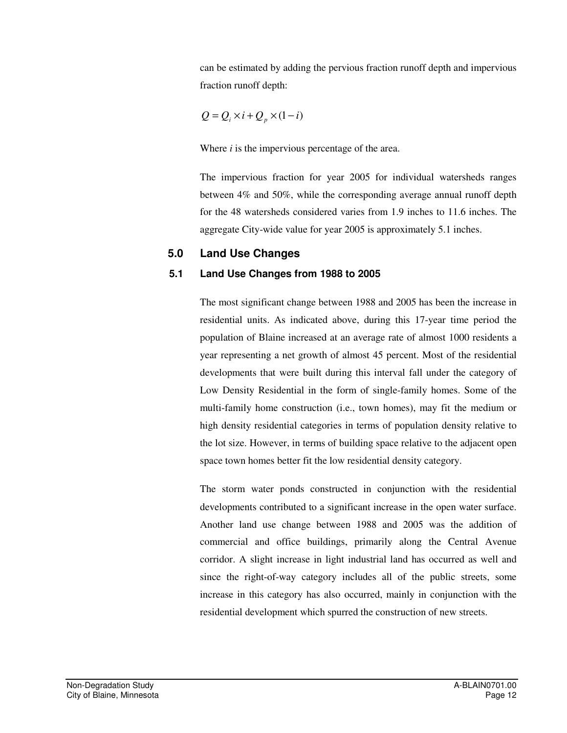can be estimated by adding the pervious fraction runoff depth and impervious fraction runoff depth:

$$Q = Q_i \times i + Q_p \times (1 - i)$$

Where *i* is the impervious percentage of the area.

The impervious fraction for year 2005 for individual watersheds ranges between 4% and 50%, while the corresponding average annual runoff depth for the 48 watersheds considered varies from 1.9 inches to 11.6 inches. The aggregate City-wide value for year 2005 is approximately 5.1 inches.

## 5.0 Land Use Changes

### 5.1 Land Use Changes from 1988 to 2005

The most significant change between 1988 and 2005 has been the increase in residential units. As indicated above, during this 17-year time period the population of Blaine increased at an average rate of almost 1000 residents a year representing a net growth of almost 45 percent. Most of the residential developments that were built during this interval fall under the category of Low Density Residential in the form of single-family homes. Some of the multi-family home construction (i.e., town homes), may fit the medium or high density residential categories in terms of population density relative to the lot size. However, in terms of building space relative to the adjacent open space town homes better fit the low residential density category.

The storm water ponds constructed in conjunction with the residential developments contributed to a significant increase in the open water surface. Another land use change between 1988 and 2005 was the addition of commercial and office buildings, primarily along the Central Avenue corridor. A slight increase in light industrial land has occurred as well and since the right-of-way category includes all of the public streets, some increase in this category has also occurred, mainly in conjunction with the residential development which spurred the construction of new streets.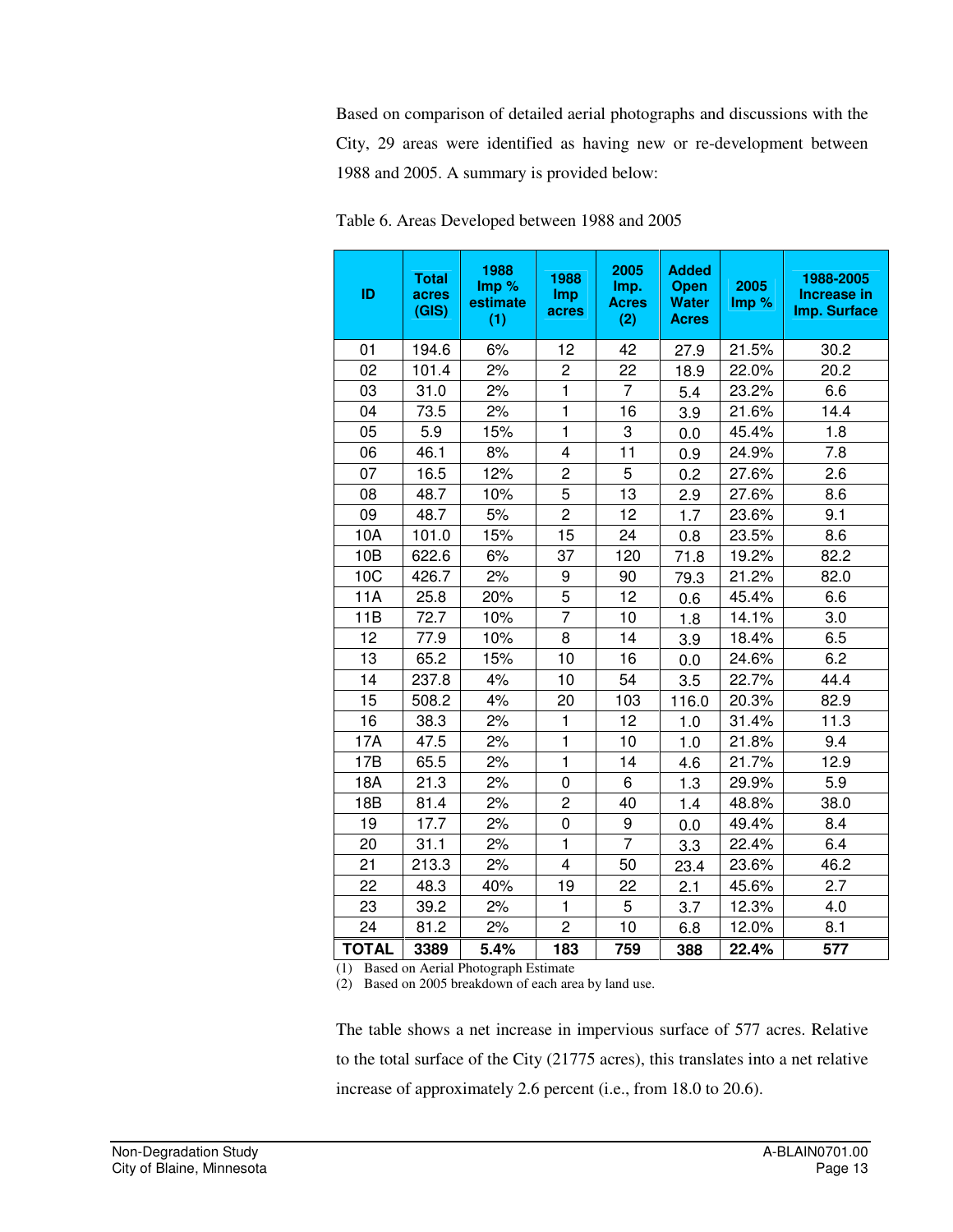Based on comparison of detailed aerial photographs and discussions with the City, 29 areas were identified as having new or re-development between 1988 and 2005. A summary is provided below:

Table 6. Areas Developed between 1988 and 2005

| ID | Total acres (GIS) | 1988 Imp % estimate (1) | 1988 Imp acres | 2005 Imp. Acres (2) | Added Open Water Acres | 2005 Imp % | 1988-2005 Increase in Imp. Surface |
|---|---|---|---|---|---|---|---|
| 01 | 194.6 | 6% | 12 | 42 | 27.9 | 21.5% | 30.2 |
| 02 | 101.4 | 2% | 2 | 22 | 18.9 | 22.0% | 20.2 |
| 03 | 31.0 | 2% | 1 | 7 | 5.4 | 23.2% | 6.6 |
| 04 | 73.5 | 2% | 1 | 16 | 3.9 | 21.6% | 14.4 |
| 05 | 5.9 | 15% | 1 | 3 | 0.0 | 45.4% | 1.8 |
| 06 | 46.1 | 8% | 4 | 11 | 0.9 | 24.9% | 7.8 |
| 07 | 16.5 | 12% | 2 | 5 | 0.2 | 27.6% | 2.6 |
| 08 | 48.7 | 10% | 5 | 13 | 2.9 | 27.6% | 8.6 |
| 09 | 48.7 | 5% | 2 | 12 | 1.7 | 23.6% | 9.1 |
| 10A | 101.0 | 15% | 15 | 24 | 0.8 | 23.5% | 8.6 |
| 10B | 622.6 | 6% | 37 | 120 | 71.8 | 19.2% | 82.2 |
| 10C | 426.7 | 2% | 9 | 90 | 79.3 | 21.2% | 82.0 |
| 11A | 25.8 | 20% | 5 | 12 | 0.6 | 45.4% | 6.6 |
| 11B | 72.7 | 10% | 7 | 10 | 1.8 | 14.1% | 3.0 |
| 12 | 77.9 | 10% | 8 | 14 | 3.9 | 18.4% | 6.5 |
| 13 | 65.2 | 15% | 10 | 16 | 0.0 | 24.6% | 6.2 |
| 14 | 237.8 | 4% | 10 | 54 | 3.5 | 22.7% | 44.4 |
| 15 | 508.2 | 4% | 20 | 103 | 116.0 | 20.3% | 82.9 |
| 16 | 38.3 | 2% | 1 | 12 | 1.0 | 31.4% | 11.3 |
| 17A | 47.5 | 2% | 1 | 10 | 1.0 | 21.8% | 9.4 |
| 17B | 65.5 | 2% | 1 | 14 | 4.6 | 21.7% | 12.9 |
| 18A | 21.3 | 2% | 0 | 6 | 1.3 | 29.9% | 5.9 |
| 18B | 81.4 | 2% | 2 | 40 | 1.4 | 48.8% | 38.0 |
| 19 | 17.7 | 2% | 0 | 9 | 0.0 | 49.4% | 8.4 |
| 20 | 31.1 | 2% | 1 | 7 | 3.3 | 22.4% | 6.4 |
| 21 | 213.3 | 2% | 4 | 50 | 23.4 | 23.6% | 46.2 |
| 22 | 48.3 | 40% | 19 | 22 | 2.1 | 45.6% | 2.7 |
| 23 | 39.2 | 2% | 1 | 5 | 3.7 | 12.3% | 4.0 |
| 24 | 81.2 | 2% | 2 | 10 | 6.8 | 12.0% | 8.1 |
| **TOTAL** | **3389** | **5.4%** | **183** | **759** | **388** | **22.4%** | **577** |

(1) Based on Aerial Photograph Estimate
(2) Based on 2005 breakdown of each area by land use.

The table shows a net increase in impervious surface of 577 acres. Relative to the total surface of the City (21775 acres), this translates into a net relative increase of approximately 2.6 percent (i.e., from 18.0 to 20.6).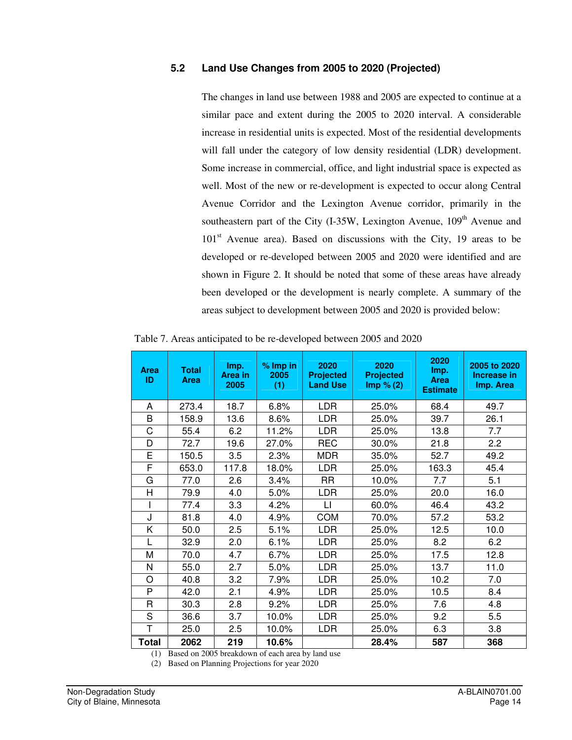### 5.2 Land Use Changes from 2005 to 2020 (Projected)

The changes in land use between 1988 and 2005 are expected to continue at a similar pace and extent during the 2005 to 2020 interval. A considerable increase in residential units is expected. Most of the residential developments will fall under the category of low density residential (LDR) development. Some increase in commercial, office, and light industrial space is expected as well. Most of the new or re-development is expected to occur along Central Avenue Corridor and the Lexington Avenue corridor, primarily in the southeastern part of the City (I-35W, Lexington Avenue, 109th Avenue and 101st Avenue area). Based on discussions with the City, 19 areas to be developed or re-developed between 2005 and 2020 were identified and are shown in Figure 2. It should be noted that some of these areas have already been developed or the development is nearly complete. A summary of the areas subject to development between 2005 and 2020 is provided below:

Table 7. Areas anticipated to be re-developed between 2005 and 2020

| Area ID | Total Area | Imp. Area in 2005 | % Imp in 2005 (1) | 2020 Projected Land Use | 2020 Projected Imp % (2) | 2020 Imp. Area Estimate | 2005 to 2020 Increase in Imp. Area |
|---|---|---|---|---|---|---|---|
| A | 273.4 | 18.7 | 6.8% | LDR | 25.0% | 68.4 | 49.7 |
| B | 158.9 | 13.6 | 8.6% | LDR | 25.0% | 39.7 | 26.1 |
| C | 55.4 | 6.2 | 11.2% | LDR | 25.0% | 13.8 | 7.7 |
| D | 72.7 | 19.6 | 27.0% | REC | 30.0% | 21.8 | 2.2 |
| E | 150.5 | 3.5 | 2.3% | MDR | 35.0% | 52.7 | 49.2 |
| F | 653.0 | 117.8 | 18.0% | LDR | 25.0% | 163.3 | 45.4 |
| G | 77.0 | 2.6 | 3.4% | RR | 10.0% | 7.7 | 5.1 |
| H | 79.9 | 4.0 | 5.0% | LDR | 25.0% | 20.0 | 16.0 |
| I | 77.4 | 3.3 | 4.2% | LI | 60.0% | 46.4 | 43.2 |
| J | 81.8 | 4.0 | 4.9% | COM | 70.0% | 57.2 | 53.2 |
| K | 50.0 | 2.5 | 5.1% | LDR | 25.0% | 12.5 | 10.0 |
| L | 32.9 | 2.0 | 6.1% | LDR | 25.0% | 8.2 | 6.2 |
| M | 70.0 | 4.7 | 6.7% | LDR | 25.0% | 17.5 | 12.8 |
| N | 55.0 | 2.7 | 5.0% | LDR | 25.0% | 13.7 | 11.0 |
| O | 40.8 | 3.2 | 7.9% | LDR | 25.0% | 10.2 | 7.0 |
| P | 42.0 | 2.1 | 4.9% | LDR | 25.0% | 10.5 | 8.4 |
| R | 30.3 | 2.8 | 9.2% | LDR | 25.0% | 7.6 | 4.8 |
| S | 36.6 | 3.7 | 10.0% | LDR | 25.0% | 9.2 | 5.5 |
| T | 25.0 | 2.5 | 10.0% | LDR | 25.0% | 6.3 | 3.8 |
| **Total** | **2062** | **219** | **10.6%** | | **28.4%** | **587** | **368** |

(1) Based on 2005 breakdown of each area by land use

(2) Based on Planning Projections for year 2020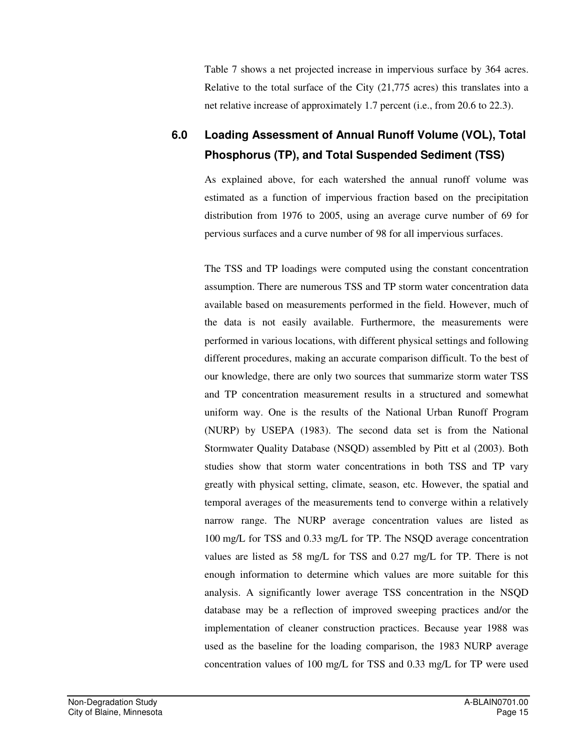Table 7 shows a net projected increase in impervious surface by 364 acres. Relative to the total surface of the City (21,775 acres) this translates into a net relative increase of approximately 1.7 percent (i.e., from 20.6 to 22.3).

## 6.0 Loading Assessment of Annual Runoff Volume (VOL), Total Phosphorus (TP), and Total Suspended Sediment (TSS)

As explained above, for each watershed the annual runoff volume was estimated as a function of impervious fraction based on the precipitation distribution from 1976 to 2005, using an average curve number of 69 for pervious surfaces and a curve number of 98 for all impervious surfaces.

The TSS and TP loadings were computed using the constant concentration assumption. There are numerous TSS and TP storm water concentration data available based on measurements performed in the field. However, much of the data is not easily available. Furthermore, the measurements were performed in various locations, with different physical settings and following different procedures, making an accurate comparison difficult. To the best of our knowledge, there are only two sources that summarize storm water TSS and TP concentration measurement results in a structured and somewhat uniform way. One is the results of the National Urban Runoff Program (NURP) by USEPA (1983). The second data set is from the National Stormwater Quality Database (NSQD) assembled by Pitt et al (2003). Both studies show that storm water concentrations in both TSS and TP vary greatly with physical setting, climate, season, etc. However, the spatial and temporal averages of the measurements tend to converge within a relatively narrow range. The NURP average concentration values are listed as 100 mg/L for TSS and 0.33 mg/L for TP. The NSQD average concentration values are listed as 58 mg/L for TSS and 0.27 mg/L for TP. There is not enough information to determine which values are more suitable for this analysis. A significantly lower average TSS concentration in the NSQD database may be a reflection of improved sweeping practices and/or the implementation of cleaner construction practices. Because year 1988 was used as the baseline for the loading comparison, the 1983 NURP average concentration values of 100 mg/L for TSS and 0.33 mg/L for TP were used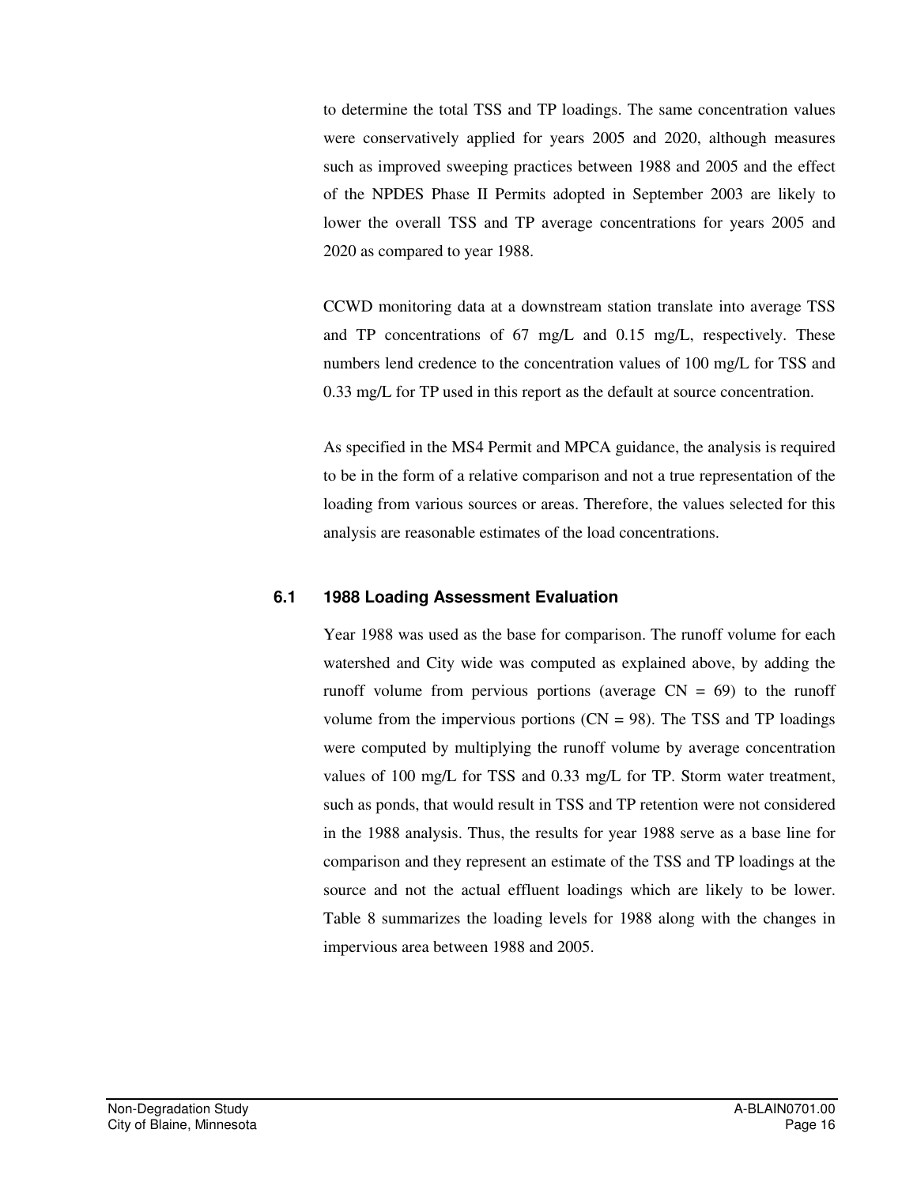to determine the total TSS and TP loadings. The same concentration values were conservatively applied for years 2005 and 2020, although measures such as improved sweeping practices between 1988 and 2005 and the effect of the NPDES Phase II Permits adopted in September 2003 are likely to lower the overall TSS and TP average concentrations for years 2005 and 2020 as compared to year 1988.

CCWD monitoring data at a downstream station translate into average TSS and TP concentrations of 67 mg/L and 0.15 mg/L, respectively. These numbers lend credence to the concentration values of 100 mg/L for TSS and 0.33 mg/L for TP used in this report as the default at source concentration.

As specified in the MS4 Permit and MPCA guidance, the analysis is required to be in the form of a relative comparison and not a true representation of the loading from various sources or areas. Therefore, the values selected for this analysis are reasonable estimates of the load concentrations.

### 6.1 1988 Loading Assessment Evaluation

Year 1988 was used as the base for comparison. The runoff volume for each watershed and City wide was computed as explained above, by adding the runoff volume from pervious portions (average CN = 69) to the runoff volume from the impervious portions (CN = 98). The TSS and TP loadings were computed by multiplying the runoff volume by average concentration values of 100 mg/L for TSS and 0.33 mg/L for TP. Storm water treatment, such as ponds, that would result in TSS and TP retention were not considered in the 1988 analysis. Thus, the results for year 1988 serve as a base line for comparison and they represent an estimate of the TSS and TP loadings at the source and not the actual effluent loadings which are likely to be lower. Table 8 summarizes the loading levels for 1988 along with the changes in impervious area between 1988 and 2005.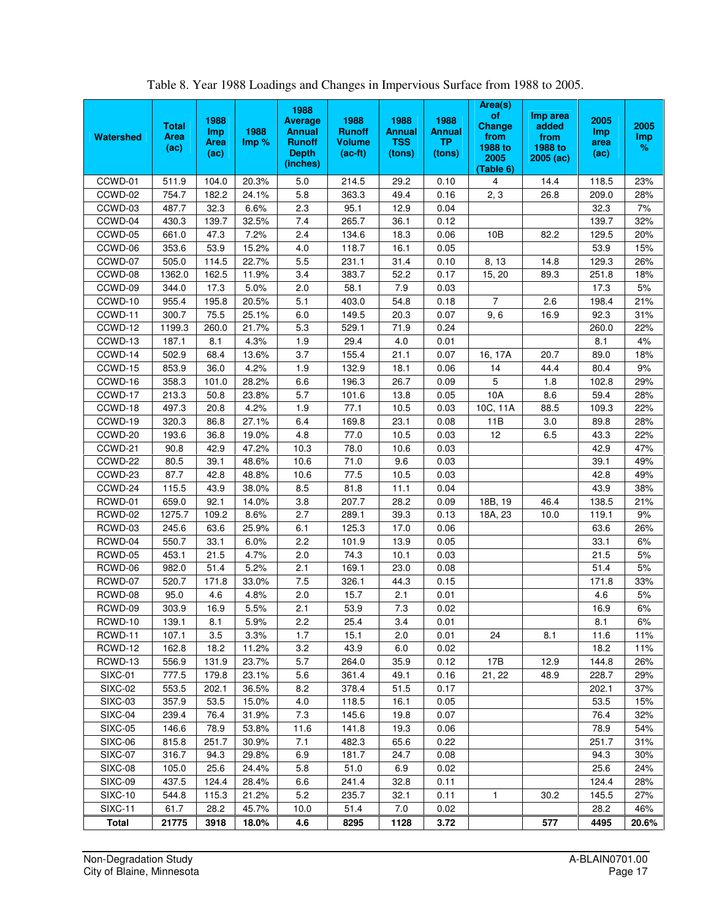Table 8. Year 1988 Loadings and Changes in Impervious Surface from 1988 to 2005.

| Watershed | Total Area (ac) | 1988 Imp Area (ac) | 1988 Imp % | 1988 Average Annual Runoff Depth (inches) | 1988 Runoff Volume (ac-ft) | 1988 Annual TSS (tons) | 1988 Annual TP (tons) | Area(s) of Change from 1988 to 2005 (Table 6) | Imp area added from 1988 to 2005 (ac) | 2005 Imp area (ac) | 2005 Imp % |
|---|---|---|---|---|---|---|---|---|---|---|---|
| CCWD-01 | 511.9 | 104.0 | 20.3% | 5.0 | 214.5 | 29.2 | 0.10 | 4 | 14.4 | 118.5 | 23% |
| CCWD-02 | 754.7 | 182.2 | 24.1% | 5.8 | 363.3 | 49.4 | 0.16 | 2, 3 | 26.8 | 209.0 | 28% |
| CCWD-03 | 487.7 | 32.3 | 6.6% | 2.3 | 95.1 | 12.9 | 0.04 | | | 32.3 | 7% |
| CCWD-04 | 430.3 | 139.7 | 32.5% | 7.4 | 265.7 | 36.1 | 0.12 | | | 139.7 | 32% |
| CCWD-05 | 661.0 | 47.3 | 7.2% | 2.4 | 134.6 | 18.3 | 0.06 | 10B | 82.2 | 129.5 | 20% |
| CCWD-06 | 353.6 | 53.9 | 15.2% | 4.0 | 118.7 | 16.1 | 0.05 | | | 53.9 | 15% |
| CCWD-07 | 505.0 | 114.5 | 22.7% | 5.5 | 231.1 | 31.4 | 0.10 | 8, 13 | 14.8 | 129.3 | 26% |
| CCWD-08 | 1362.0 | 162.5 | 11.9% | 3.4 | 383.7 | 52.2 | 0.17 | 15, 20 | 89.3 | 251.8 | 18% |
| CCWD-09 | 344.0 | 17.3 | 5.0% | 2.0 | 58.1 | 7.9 | 0.03 | | | 17.3 | 5% |
| CCWD-10 | 955.4 | 195.8 | 20.5% | 5.1 | 403.0 | 54.8 | 0.18 | 7 | 2.6 | 198.4 | 21% |
| CCWD-11 | 300.7 | 75.5 | 25.1% | 6.0 | 149.5 | 20.3 | 0.07 | 9, 6 | 16.9 | 92.3 | 31% |
| CCWD-12 | 1199.3 | 260.0 | 21.7% | 5.3 | 529.1 | 71.9 | 0.24 | | | 260.0 | 22% |
| CCWD-13 | 187.1 | 8.1 | 4.3% | 1.9 | 29.4 | 4.0 | 0.01 | | | 8.1 | 4% |
| CCWD-14 | 502.9 | 68.4 | 13.6% | 3.7 | 155.4 | 21.1 | 0.07 | 16, 17A | 20.7 | 89.0 | 18% |
| CCWD-15 | 853.9 | 36.0 | 4.2% | 1.9 | 132.9 | 18.1 | 0.06 | 14 | 44.4 | 80.4 | 9% |
| CCWD-16 | 358.3 | 101.0 | 28.2% | 6.6 | 196.3 | 26.7 | 0.09 | 5 | 1.8 | 102.8 | 29% |
| CCWD-17 | 213.3 | 50.8 | 23.8% | 5.7 | 101.6 | 13.8 | 0.05 | 10A | 8.6 | 59.4 | 28% |
| CCWD-18 | 497.3 | 20.8 | 4.2% | 1.9 | 77.1 | 10.5 | 0.03 | 10C, 11A | 88.5 | 109.3 | 22% |
| CCWD-19 | 320.3 | 86.8 | 27.1% | 6.4 | 169.8 | 23.1 | 0.08 | 11B | 3.0 | 89.8 | 28% |
| CCWD-20 | 193.6 | 36.8 | 19.0% | 4.8 | 77.0 | 10.5 | 0.03 | 12 | 6.5 | 43.3 | 22% |
| CCWD-21 | 90.8 | 42.9 | 47.2% | 10.3 | 78.0 | 10.6 | 0.03 | | | 42.9 | 47% |
| CCWD-22 | 80.5 | 39.1 | 48.6% | 10.6 | 71.0 | 9.6 | 0.03 | | | 39.1 | 49% |
| CCWD-23 | 87.7 | 42.8 | 48.8% | 10.6 | 77.5 | 10.5 | 0.03 | | | 42.8 | 49% |
| CCWD-24 | 115.5 | 43.9 | 38.0% | 8.5 | 81.8 | 11.1 | 0.04 | | | 43.9 | 38% |
| RCWD-01 | 659.0 | 92.1 | 14.0% | 3.8 | 207.7 | 28.2 | 0.09 | 18B, 19 | 46.4 | 138.5 | 21% |
| RCWD-02 | 1275.7 | 109.2 | 8.6% | 2.7 | 289.1 | 39.3 | 0.13 | 18A, 23 | 10.0 | 119.1 | 9% |
| RCWD-03 | 245.6 | 63.6 | 25.9% | 6.1 | 125.3 | 17.0 | 0.06 | | | 63.6 | 26% |
| RCWD-04 | 550.7 | 33.1 | 6.0% | 2.2 | 101.9 | 13.9 | 0.05 | | | 33.1 | 6% |
| RCWD-05 | 453.1 | 21.5 | 4.7% | 2.0 | 74.3 | 10.1 | 0.03 | | | 21.5 | 5% |
| RCWD-06 | 982.0 | 51.4 | 5.2% | 2.1 | 169.1 | 23.0 | 0.08 | | | 51.4 | 5% |
| RCWD-07 | 520.7 | 171.8 | 33.0% | 7.5 | 326.1 | 44.3 | 0.15 | | | 171.8 | 33% |
| RCWD-08 | 95.0 | 4.6 | 4.8% | 2.0 | 15.7 | 2.1 | 0.01 | | | 4.6 | 5% |
| RCWD-09 | 303.9 | 16.9 | 5.5% | 2.1 | 53.9 | 7.3 | 0.02 | | | 16.9 | 6% |
| RCWD-10 | 139.1 | 8.1 | 5.9% | 2.2 | 25.4 | 3.4 | 0.01 | | | 8.1 | 6% |
| RCWD-11 | 107.1 | 3.5 | 3.3% | 1.7 | 15.1 | 2.0 | 0.01 | 24 | 8.1 | 11.6 | 11% |
| RCWD-12 | 162.8 | 18.2 | 11.2% | 3.2 | 43.9 | 6.0 | 0.02 | | | 18.2 | 11% |
| RCWD-13 | 556.9 | 131.9 | 23.7% | 5.7 | 264.0 | 35.9 | 0.12 | 17B | 12.9 | 144.8 | 26% |
| SIXC-01 | 777.5 | 179.8 | 23.1% | 5.6 | 361.4 | 49.1 | 0.16 | 21, 22 | 48.9 | 228.7 | 29% |
| SIXC-02 | 553.5 | 202.1 | 36.5% | 8.2 | 378.4 | 51.5 | 0.17 | | | 202.1 | 37% |
| SIXC-03 | 357.9 | 53.5 | 15.0% | 4.0 | 118.5 | 16.1 | 0.05 | | | 53.5 | 15% |
| SIXC-04 | 239.4 | 76.4 | 31.9% | 7.3 | 145.6 | 19.8 | 0.07 | | | 76.4 | 32% |
| SIXC-05 | 146.6 | 78.9 | 53.8% | 11.6 | 141.8 | 19.3 | 0.06 | | | 78.9 | 54% |
| SIXC-06 | 815.8 | 251.7 | 30.9% | 7.1 | 482.3 | 65.6 | 0.22 | | | 251.7 | 31% |
| SIXC-07 | 316.7 | 94.3 | 29.8% | 6.9 | 181.7 | 24.7 | 0.08 | | | 94.3 | 30% |
| SIXC-08 | 105.0 | 25.6 | 24.4% | 5.8 | 51.0 | 6.9 | 0.02 | | | 25.6 | 24% |
| SIXC-09 | 437.5 | 124.4 | 28.4% | 6.6 | 241.4 | 32.8 | 0.11 | | | 124.4 | 28% |
| SIXC-10 | 544.8 | 115.3 | 21.2% | 5.2 | 235.7 | 32.1 | 0.11 | 1 | 30.2 | 145.5 | 27% |
| SIXC-11 | 61.7 | 28.2 | 45.7% | 10.0 | 51.4 | 7.0 | 0.02 | | | 28.2 | 46% |
| **Total** | **21775** | **3918** | **18.0%** | **4.6** | **8295** | **1128** | **3.72** | | **577** | **4495** | **20.6%** |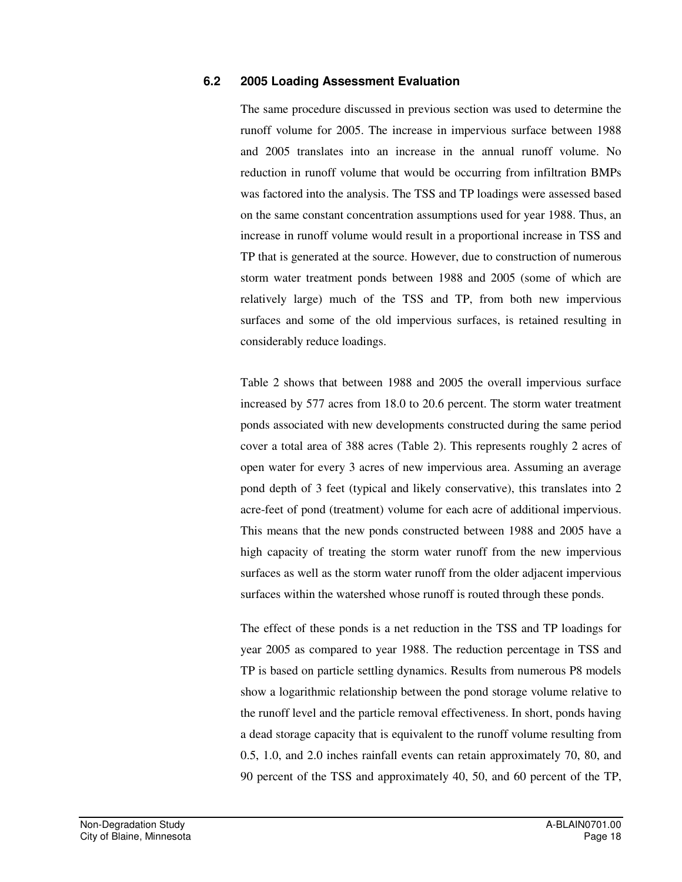### 6.2 2005 Loading Assessment Evaluation

The same procedure discussed in previous section was used to determine the runoff volume for 2005. The increase in impervious surface between 1988 and 2005 translates into an increase in the annual runoff volume. No reduction in runoff volume that would be occurring from infiltration BMPs was factored into the analysis. The TSS and TP loadings were assessed based on the same constant concentration assumptions used for year 1988. Thus, an increase in runoff volume would result in a proportional increase in TSS and TP that is generated at the source. However, due to construction of numerous storm water treatment ponds between 1988 and 2005 (some of which are relatively large) much of the TSS and TP, from both new impervious surfaces and some of the old impervious surfaces, is retained resulting in considerably reduce loadings.

Table 2 shows that between 1988 and 2005 the overall impervious surface increased by 577 acres from 18.0 to 20.6 percent. The storm water treatment ponds associated with new developments constructed during the same period cover a total area of 388 acres (Table 2). This represents roughly 2 acres of open water for every 3 acres of new impervious area. Assuming an average pond depth of 3 feet (typical and likely conservative), this translates into 2 acre-feet of pond (treatment) volume for each acre of additional impervious. This means that the new ponds constructed between 1988 and 2005 have a high capacity of treating the storm water runoff from the new impervious surfaces as well as the storm water runoff from the older adjacent impervious surfaces within the watershed whose runoff is routed through these ponds.

The effect of these ponds is a net reduction in the TSS and TP loadings for year 2005 as compared to year 1988. The reduction percentage in TSS and TP is based on particle settling dynamics. Results from numerous P8 models show a logarithmic relationship between the pond storage volume relative to the runoff level and the particle removal effectiveness. In short, ponds having a dead storage capacity that is equivalent to the runoff volume resulting from 0.5, 1.0, and 2.0 inches rainfall events can retain approximately 70, 80, and 90 percent of the TSS and approximately 40, 50, and 60 percent of the TP,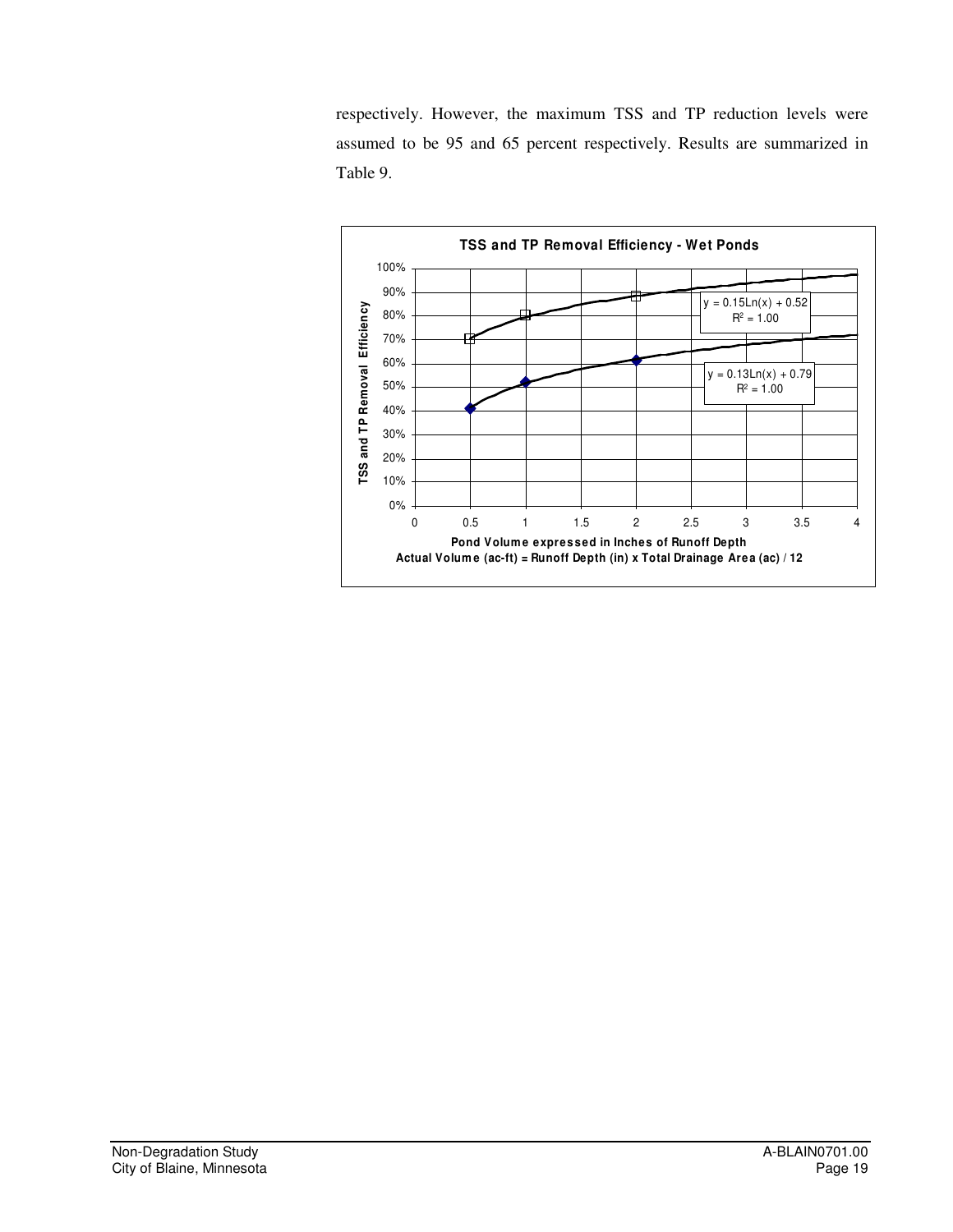respectively. However, the maximum TSS and TP reduction levels were assumed to be 95 and 65 percent respectively. Results are summarized in Table 9.

**TSS and TP Removal Efficiency - Wet Ponds**

$y = 0.15Ln(x) + 0.52$
$R^2 = 1.00$

$y = 0.13Ln(x) + 0.79$
$R^2 = 1.00$

TSS and TP Removal Efficiency

Pond Volume expressed in Inches of Runoff Depth
Actual Volume (ac-ft) = Runoff Depth (in) x Total Drainage Area (ac) / 12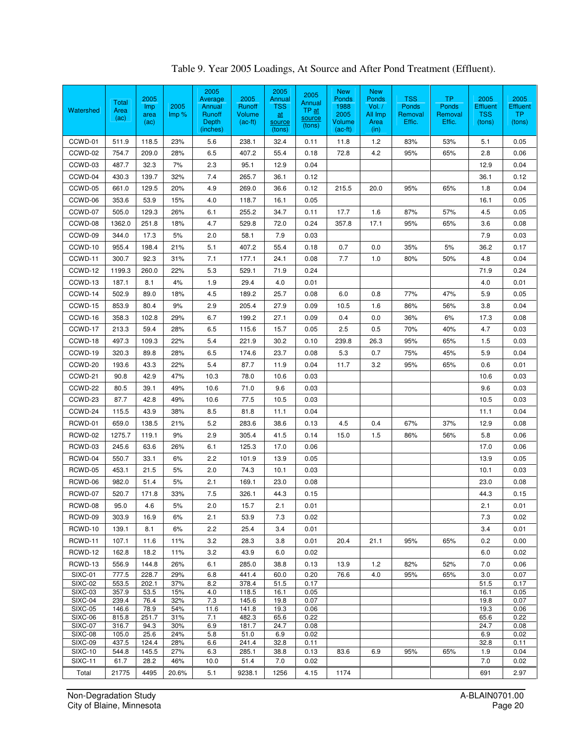Table 9. Year 2005 Loadings, At Source and After Pond Treatment (Effluent).

| Watershed | Total Area (ac) | 2005 Imp area (ac) | 2005 Imp % | 2005 Average Annual Runoff Depth (inches) | 2005 Runoff Volume (ac-ft) | 2005 Annual TSS at source (tons) | 2005 Annual TP at source (tons) | New Ponds 1988 2005 Volume (ac-ft) | New Ponds Vol. / All Imp Area (in) | TSS Ponds Removal Effic. | TP Ponds Removal Effic. | 2005 Effluent TSS (tons) | 2005 Effluent TP (tons) |
|---|---|---|---|---|---|---|---|---|---|---|---|---|---|
| CCWD-01 | 511.9 | 118.5 | 23% | 5.6 | 238.1 | 32.4 | 0.11 | 11.8 | 1.2 | 83% | 53% | 5.1 | 0.05 |
| CCWD-02 | 754.7 | 209.0 | 28% | 6.5 | 407.2 | 55.4 | 0.18 | 72.8 | 4.2 | 95% | 65% | 2.8 | 0.06 |
| CCWD-03 | 487.7 | 32.3 | 7% | 2.3 | 95.1 | 12.9 | 0.04 | | | | | 12.9 | 0.04 |
| CCWD-04 | 430.3 | 139.7 | 32% | 7.4 | 265.7 | 36.1 | 0.12 | | | | | 36.1 | 0.12 |
| CCWD-05 | 661.0 | 129.5 | 20% | 4.9 | 269.0 | 36.6 | 0.12 | 215.5 | 20.0 | 95% | 65% | 1.8 | 0.04 |
| CCWD-06 | 353.6 | 53.9 | 15% | 4.0 | 118.7 | 16.1 | 0.05 | | | | | 16.1 | 0.05 |
| CCWD-07 | 505.0 | 129.3 | 26% | 6.1 | 255.2 | 34.7 | 0.11 | 17.7 | 1.6 | 87% | 57% | 4.5 | 0.05 |
| CCWD-08 | 1362.0 | 251.8 | 18% | 4.7 | 529.8 | 72.0 | 0.24 | 357.8 | 17.1 | 95% | 65% | 3.6 | 0.08 |
| CCWD-09 | 344.0 | 17.3 | 5% | 2.0 | 58.1 | 7.9 | 0.03 | | | | | 7.9 | 0.03 |
| CCWD-10 | 955.4 | 198.4 | 21% | 5.1 | 407.2 | 55.4 | 0.18 | 0.7 | 0.0 | 35% | 5% | 36.2 | 0.17 |
| CCWD-11 | 300.7 | 92.3 | 31% | 7.1 | 177.1 | 24.1 | 0.08 | 7.7 | 1.0 | 80% | 50% | 4.8 | 0.04 |
| CCWD-12 | 1199.3 | 260.0 | 22% | 5.3 | 529.1 | 71.9 | 0.24 | | | | | 71.9 | 0.24 |
| CCWD-13 | 187.1 | 8.1 | 4% | 1.9 | 29.4 | 4.0 | 0.01 | | | | | 4.0 | 0.01 |
| CCWD-14 | 502.9 | 89.0 | 18% | 4.5 | 189.2 | 25.7 | 0.08 | 6.0 | 0.8 | 77% | 47% | 5.9 | 0.05 |
| CCWD-15 | 853.9 | 80.4 | 9% | 2.9 | 205.4 | 27.9 | 0.09 | 10.5 | 1.6 | 86% | 56% | 3.8 | 0.04 |
| CCWD-16 | 358.3 | 102.8 | 29% | 6.7 | 199.2 | 27.1 | 0.09 | 0.4 | 0.0 | 36% | 6% | 17.3 | 0.08 |
| CCWD-17 | 213.3 | 59.4 | 28% | 6.5 | 115.6 | 15.7 | 0.05 | 2.5 | 0.5 | 70% | 40% | 4.7 | 0.03 |
| CCWD-18 | 497.3 | 109.3 | 22% | 5.4 | 221.9 | 30.2 | 0.10 | 239.8 | 26.3 | 95% | 65% | 1.5 | 0.03 |
| CCWD-19 | 320.3 | 89.8 | 28% | 6.5 | 174.6 | 23.7 | 0.08 | 5.3 | 0.7 | 75% | 45% | 5.9 | 0.04 |
| CCWD-20 | 193.6 | 43.3 | 22% | 5.4 | 87.7 | 11.9 | 0.04 | 11.7 | 3.2 | 95% | 65% | 0.6 | 0.01 |
| CCWD-21 | 90.8 | 42.9 | 47% | 10.3 | 78.0 | 10.6 | 0.03 | | | | | 10.6 | 0.03 |
| CCWD-22 | 80.5 | 39.1 | 49% | 10.6 | 71.0 | 9.6 | 0.03 | | | | | 9.6 | 0.03 |
| CCWD-23 | 87.7 | 42.8 | 49% | 10.6 | 77.5 | 10.5 | 0.03 | | | | | 10.5 | 0.03 |
| CCWD-24 | 115.5 | 43.9 | 38% | 8.5 | 81.8 | 11.1 | 0.04 | | | | | 11.1 | 0.04 |
| RCWD-01 | 659.0 | 138.5 | 21% | 5.2 | 283.6 | 38.6 | 0.13 | 4.5 | 0.4 | 67% | 37% | 12.9 | 0.08 |
| RCWD-02 | 1275.7 | 119.1 | 9% | 2.9 | 305.4 | 41.5 | 0.14 | 15.0 | 1.5 | 86% | 56% | 5.8 | 0.06 |
| RCWD-03 | 245.6 | 63.6 | 26% | 6.1 | 125.3 | 17.0 | 0.06 | | | | | 17.0 | 0.06 |
| RCWD-04 | 550.7 | 33.1 | 6% | 2.2 | 101.9 | 13.9 | 0.05 | | | | | 13.9 | 0.05 |
| RCWD-05 | 453.1 | 21.5 | 5% | 2.0 | 74.3 | 10.1 | 0.03 | | | | | 10.1 | 0.03 |
| RCWD-06 | 982.0 | 51.4 | 5% | 2.1 | 169.1 | 23.0 | 0.08 | | | | | 23.0 | 0.08 |
| RCWD-07 | 520.7 | 171.8 | 33% | 7.5 | 326.1 | 44.3 | 0.15 | | | | | 44.3 | 0.15 |
| RCWD-08 | 95.0 | 4.6 | 5% | 2.0 | 15.7 | 2.1 | 0.01 | | | | | 2.1 | 0.01 |
| RCWD-09 | 303.9 | 16.9 | 6% | 2.1 | 53.9 | 7.3 | 0.02 | | | | | 7.3 | 0.02 |
| RCWD-10 | 139.1 | 8.1 | 6% | 2.2 | 25.4 | 3.4 | 0.01 | | | | | 3.4 | 0.01 |
| RCWD-11 | 107.1 | 11.6 | 11% | 3.2 | 28.3 | 3.8 | 0.01 | 20.4 | 21.1 | 95% | 65% | 0.2 | 0.00 |
| RCWD-12 | 162.8 | 18.2 | 11% | 3.2 | 43.9 | 6.0 | 0.02 | | | | | 6.0 | 0.02 |
| RCWD-13 | 556.9 | 144.8 | 26% | 6.1 | 285.0 | 38.8 | 0.13 | 13.9 | 1.2 | 82% | 52% | 7.0 | 0.06 |
| SIXC-01 | 777.5 | 228.7 | 29% | 6.8 | 441.4 | 60.0 | 0.20 | 76.6 | 4.0 | 95% | 65% | 3.0 | 0.07 |
| SIXC-02 | 553.5 | 202.1 | 37% | 8.2 | 378.4 | 51.5 | 0.17 | | | | | 51.5 | 0.17 |
| SIXC-03 | 357.9 | 53.5 | 15% | 4.0 | 118.5 | 16.1 | 0.05 | | | | | 16.1 | 0.05 |
| SIXC-04 | 239.4 | 76.4 | 32% | 7.3 | 145.6 | 19.8 | 0.07 | | | | | 19.8 | 0.07 |
| SIXC-05 | 146.6 | 78.9 | 54% | 11.6 | 141.8 | 19.3 | 0.06 | | | | | 19.3 | 0.06 |
| SIXC-06 | 815.8 | 251.7 | 31% | 7.1 | 482.3 | 65.6 | 0.22 | | | | | 65.6 | 0.22 |
| SIXC-07 | 316.7 | 94.3 | 30% | 6.9 | 181.7 | 24.7 | 0.08 | | | | | 24.7 | 0.08 |
| SIXC-08 | 105.0 | 25.6 | 24% | 5.8 | 51.0 | 6.9 | 0.02 | | | | | 6.9 | 0.02 |
| SIXC-09 | 437.5 | 124.4 | 28% | 6.6 | 241.4 | 32.8 | 0.11 | | | | | 32.8 | 0.11 |
| SIXC-10 | 544.8 | 145.5 | 27% | 6.3 | 285.1 | 38.8 | 0.13 | 83.6 | 6.9 | 95% | 65% | 1.9 | 0.04 |
| SIXC-11 | 61.7 | 28.2 | 46% | 10.0 | 51.4 | 7.0 | 0.02 | | | | | 7.0 | 0.02 |
| Total | 21775 | 4495 | 20.6% | 5.1 | 9238.1 | 1256 | 4.15 | 1174 | | | | 691 | 2.97 |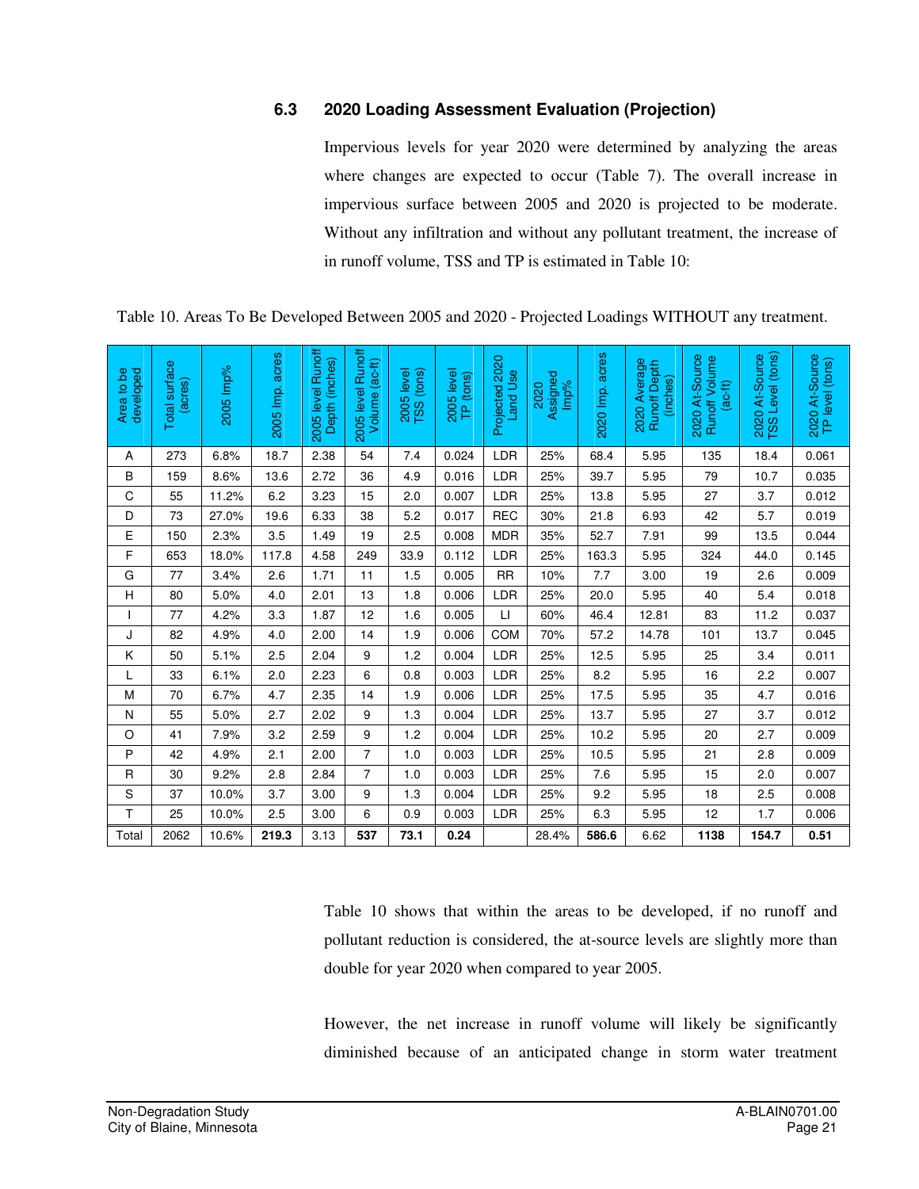### 6.3 2020 Loading Assessment Evaluation (Projection)

Impervious levels for year 2020 were determined by analyzing the areas where changes are expected to occur (Table 7). The overall increase in impervious surface between 2005 and 2020 is projected to be moderate. Without any infiltration and without any pollutant treatment, the increase of in runoff volume, TSS and TP is estimated in Table 10:

Table 10. Areas To Be Developed Between 2005 and 2020 - Projected Loadings WITHOUT any treatment.

| Area to be developed | Total surface (acres) | 2005 Imp% | 2005 Imp. acres | 2005 level Runoff Depth (inches) | 2005 level Runoff Volume (ac-ft) | 2005 level TSS (tons) | 2005 level TP (tons) | Projected 2020 Land Use | 2020 Assigned Imp% | 2020 Imp. acres | 2020 Average Runoff Depth (inches) | 2020 At-Source Runoff Volume (ac-ft) | 2020 At-Source TSS Level (tons) | 2020 At-Source TP level (tons) |
|---|---|---|---|---|---|---|---|---|---|---|---|---|---|---|
| A | 273 | 6.8% | 18.7 | 2.38 | 54 | 7.4 | 0.024 | LDR | 25% | 68.4 | 5.95 | 135 | 18.4 | 0.061 |
| B | 159 | 8.6% | 13.6 | 2.72 | 36 | 4.9 | 0.016 | LDR | 25% | 39.7 | 5.95 | 79 | 10.7 | 0.035 |
| C | 55 | 11.2% | 6.2 | 3.23 | 15 | 2.0 | 0.007 | LDR | 25% | 13.8 | 5.95 | 27 | 3.7 | 0.012 |
| D | 73 | 27.0% | 19.6 | 6.33 | 38 | 5.2 | 0.017 | REC | 30% | 21.8 | 6.93 | 42 | 5.7 | 0.019 |
| E | 150 | 2.3% | 3.5 | 1.49 | 19 | 2.5 | 0.008 | MDR | 35% | 52.7 | 7.91 | 99 | 13.5 | 0.044 |
| F | 653 | 18.0% | 117.8 | 4.58 | 249 | 33.9 | 0.112 | LDR | 25% | 163.3 | 5.95 | 324 | 44.0 | 0.145 |
| G | 77 | 3.4% | 2.6 | 1.71 | 11 | 1.5 | 0.005 | RR | 10% | 7.7 | 3.00 | 19 | 2.6 | 0.009 |
| H | 80 | 5.0% | 4.0 | 2.01 | 13 | 1.8 | 0.006 | LDR | 25% | 20.0 | 5.95 | 40 | 5.4 | 0.018 |
| I | 77 | 4.2% | 3.3 | 1.87 | 12 | 1.6 | 0.005 | LI | 60% | 46.4 | 12.81 | 83 | 11.2 | 0.037 |
| J | 82 | 4.9% | 4.0 | 2.00 | 14 | 1.9 | 0.006 | COM | 70% | 57.2 | 14.78 | 101 | 13.7 | 0.045 |
| K | 50 | 5.1% | 2.5 | 2.04 | 9 | 1.2 | 0.004 | LDR | 25% | 12.5 | 5.95 | 25 | 3.4 | 0.011 |
| L | 33 | 6.1% | 2.0 | 2.23 | 6 | 0.8 | 0.003 | LDR | 25% | 8.2 | 5.95 | 16 | 2.2 | 0.007 |
| M | 70 | 6.7% | 4.7 | 2.35 | 14 | 1.9 | 0.006 | LDR | 25% | 17.5 | 5.95 | 35 | 4.7 | 0.016 |
| N | 55 | 5.0% | 2.7 | 2.02 | 9 | 1.3 | 0.004 | LDR | 25% | 13.7 | 5.95 | 27 | 3.7 | 0.012 |
| O | 41 | 7.9% | 3.2 | 2.59 | 9 | 1.2 | 0.004 | LDR | 25% | 10.2 | 5.95 | 20 | 2.7 | 0.009 |
| P | 42 | 4.9% | 2.1 | 2.00 | 7 | 1.0 | 0.003 | LDR | 25% | 10.5 | 5.95 | 21 | 2.8 | 0.009 |
| R | 30 | 9.2% | 2.8 | 2.84 | 7 | 1.0 | 0.003 | LDR | 25% | 7.6 | 5.95 | 15 | 2.0 | 0.007 |
| S | 37 | 10.0% | 3.7 | 3.00 | 9 | 1.3 | 0.004 | LDR | 25% | 9.2 | 5.95 | 18 | 2.5 | 0.008 |
| T | 25 | 10.0% | 2.5 | 3.00 | 6 | 0.9 | 0.003 | LDR | 25% | 6.3 | 5.95 | 12 | 1.7 | 0.006 |
| Total | 2062 | 10.6% | **219.3** | 3.13 | **537** | **73.1** | **0.24** | | 28.4% | **586.6** | 6.62 | **1138** | **154.7** | **0.51** |

Table 10 shows that within the areas to be developed, if no runoff and pollutant reduction is considered, the at-source levels are slightly more than double for year 2020 when compared to year 2005.

However, the net increase in runoff volume will likely be significantly diminished because of an anticipated change in storm water treatment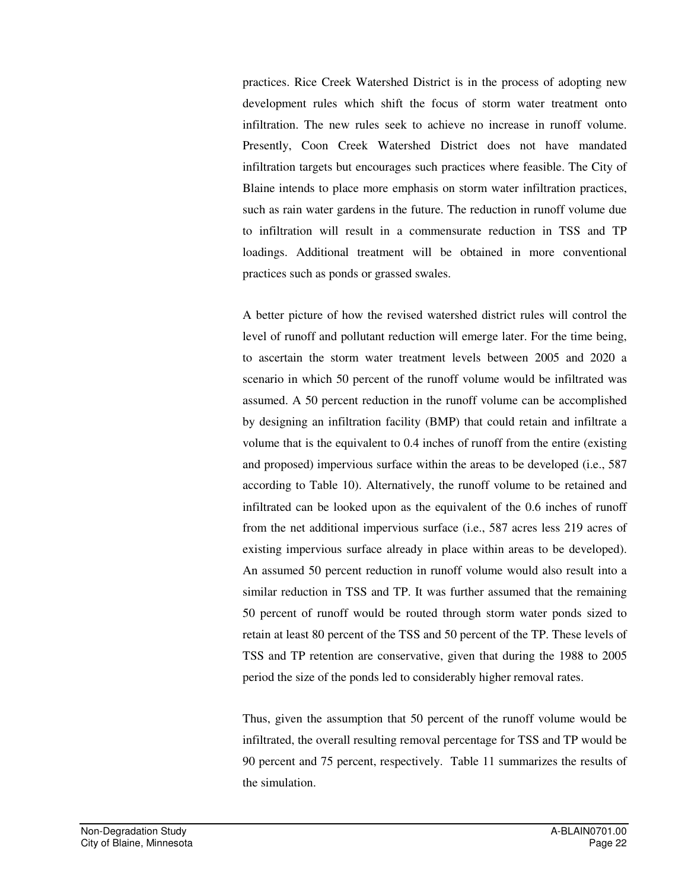practices. Rice Creek Watershed District is in the process of adopting new development rules which shift the focus of storm water treatment onto infiltration. The new rules seek to achieve no increase in runoff volume. Presently, Coon Creek Watershed District does not have mandated infiltration targets but encourages such practices where feasible. The City of Blaine intends to place more emphasis on storm water infiltration practices, such as rain water gardens in the future. The reduction in runoff volume due to infiltration will result in a commensurate reduction in TSS and TP loadings. Additional treatment will be obtained in more conventional practices such as ponds or grassed swales.

A better picture of how the revised watershed district rules will control the level of runoff and pollutant reduction will emerge later. For the time being, to ascertain the storm water treatment levels between 2005 and 2020 a scenario in which 50 percent of the runoff volume would be infiltrated was assumed. A 50 percent reduction in the runoff volume can be accomplished by designing an infiltration facility (BMP) that could retain and infiltrate a volume that is the equivalent to 0.4 inches of runoff from the entire (existing and proposed) impervious surface within the areas to be developed (i.e., 587 according to Table 10). Alternatively, the runoff volume to be retained and infiltrated can be looked upon as the equivalent of the 0.6 inches of runoff from the net additional impervious surface (i.e., 587 acres less 219 acres of existing impervious surface already in place within areas to be developed). An assumed 50 percent reduction in runoff volume would also result into a similar reduction in TSS and TP. It was further assumed that the remaining 50 percent of runoff would be routed through storm water ponds sized to retain at least 80 percent of the TSS and 50 percent of the TP. These levels of TSS and TP retention are conservative, given that during the 1988 to 2005 period the size of the ponds led to considerably higher removal rates.

Thus, given the assumption that 50 percent of the runoff volume would be infiltrated, the overall resulting removal percentage for TSS and TP would be 90 percent and 75 percent, respectively. Table 11 summarizes the results of the simulation.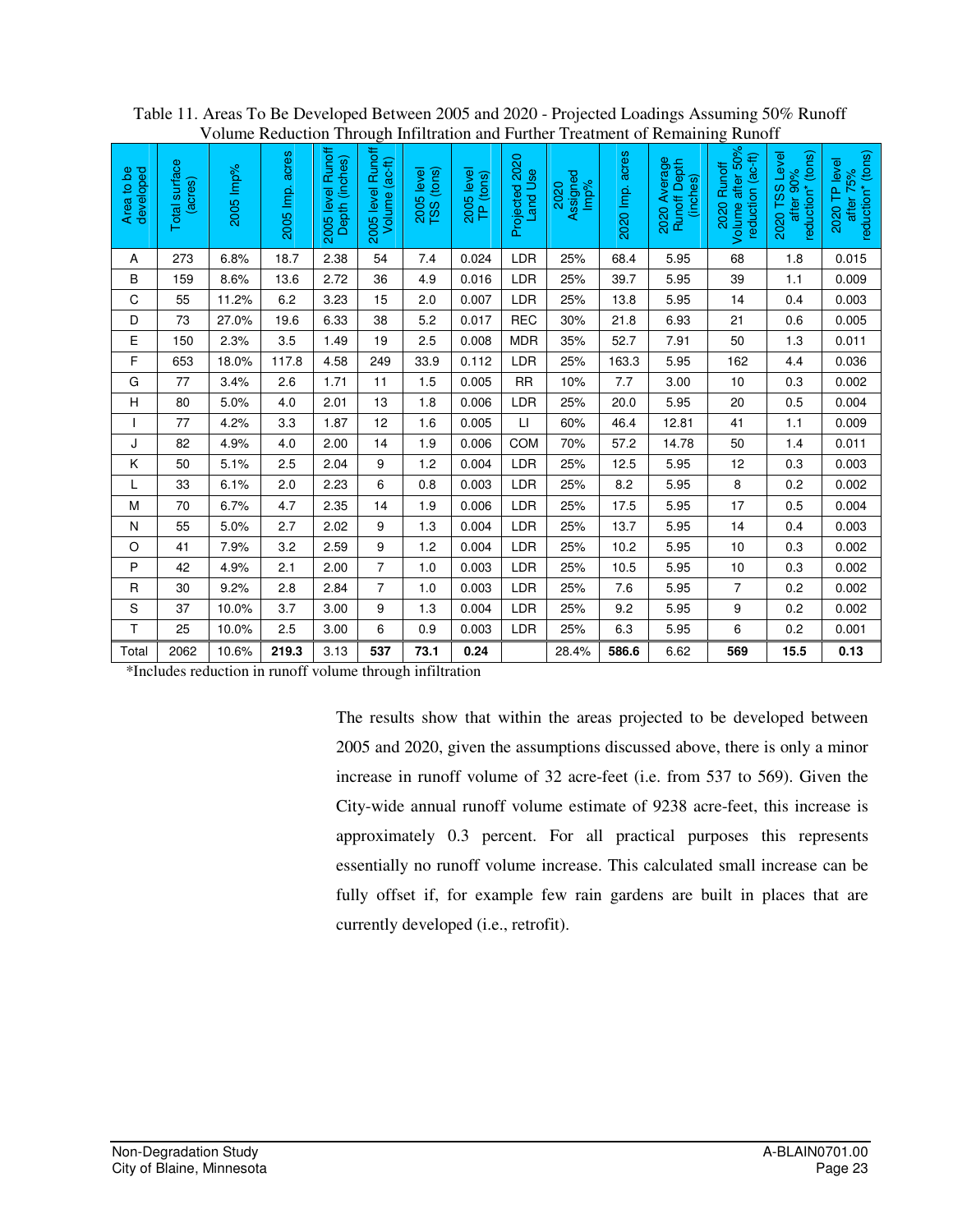Table 11. Areas To Be Developed Between 2005 and 2020 - Projected Loadings Assuming 50% Runoff Volume Reduction Through Infiltration and Further Treatment of Remaining Runoff

| Area to be developed | Total surface (acres) | 2005 Imp% | 2005 Imp. acres | 2005 level Runoff Depth (inches) | 2005 level Runoff Volume (ac-ft) | 2005 level TSS (tons) | 2005 level TP (tons) | Projected 2020 Land Use | 2020 Assigned Imp% | 2020 Imp. acres | 2020 Average Runoff Depth (inches) | 2020 Runoff Volume after 50% reduction (ac-ft) | 2020 TSS Level after 90% reduction* (tons) | 2020 TP level after 75% reduction* (tons) |
|---|---|---|---|---|---|---|---|---|---|---|---|---|---|---|
| A | 273 | 6.8% | 18.7 | 2.38 | 54 | 7.4 | 0.024 | LDR | 25% | 68.4 | 5.95 | 68 | 1.8 | 0.015 |
| B | 159 | 8.6% | 13.6 | 2.72 | 36 | 4.9 | 0.016 | LDR | 25% | 39.7 | 5.95 | 39 | 1.1 | 0.009 |
| C | 55 | 11.2% | 6.2 | 3.23 | 15 | 2.0 | 0.007 | LDR | 25% | 13.8 | 5.95 | 14 | 0.4 | 0.003 |
| D | 73 | 27.0% | 19.6 | 6.33 | 38 | 5.2 | 0.017 | REC | 30% | 21.8 | 6.93 | 21 | 0.6 | 0.005 |
| E | 150 | 2.3% | 3.5 | 1.49 | 19 | 2.5 | 0.008 | MDR | 35% | 52.7 | 7.91 | 50 | 1.3 | 0.011 |
| F | 653 | 18.0% | 117.8 | 4.58 | 249 | 33.9 | 0.112 | LDR | 25% | 163.3 | 5.95 | 162 | 4.4 | 0.036 |
| G | 77 | 3.4% | 2.6 | 1.71 | 11 | 1.5 | 0.005 | RR | 10% | 7.7 | 3.00 | 10 | 0.3 | 0.002 |
| H | 80 | 5.0% | 4.0 | 2.01 | 13 | 1.8 | 0.006 | LDR | 25% | 20.0 | 5.95 | 20 | 0.5 | 0.004 |
| I | 77 | 4.2% | 3.3 | 1.87 | 12 | 1.6 | 0.005 | LI | 60% | 46.4 | 12.81 | 41 | 1.1 | 0.009 |
| J | 82 | 4.9% | 4.0 | 2.00 | 14 | 1.9 | 0.006 | COM | 70% | 57.2 | 14.78 | 50 | 1.4 | 0.011 |
| K | 50 | 5.1% | 2.5 | 2.04 | 9 | 1.2 | 0.004 | LDR | 25% | 12.5 | 5.95 | 12 | 0.3 | 0.003 |
| L | 33 | 6.1% | 2.0 | 2.23 | 6 | 0.8 | 0.003 | LDR | 25% | 8.2 | 5.95 | 8 | 0.2 | 0.002 |
| M | 70 | 6.7% | 4.7 | 2.35 | 14 | 1.9 | 0.006 | LDR | 25% | 17.5 | 5.95 | 17 | 0.5 | 0.004 |
| N | 55 | 5.0% | 2.7 | 2.02 | 9 | 1.3 | 0.004 | LDR | 25% | 13.7 | 5.95 | 14 | 0.4 | 0.003 |
| O | 41 | 7.9% | 3.2 | 2.59 | 9 | 1.2 | 0.004 | LDR | 25% | 10.2 | 5.95 | 10 | 0.3 | 0.002 |
| P | 42 | 4.9% | 2.1 | 2.00 | 7 | 1.0 | 0.003 | LDR | 25% | 10.5 | 5.95 | 10 | 0.3 | 0.002 |
| R | 30 | 9.2% | 2.8 | 2.84 | 7 | 1.0 | 0.003 | LDR | 25% | 7.6 | 5.95 | 7 | 0.2 | 0.002 |
| S | 37 | 10.0% | 3.7 | 3.00 | 9 | 1.3 | 0.004 | LDR | 25% | 9.2 | 5.95 | 9 | 0.2 | 0.002 |
| T | 25 | 10.0% | 2.5 | 3.00 | 6 | 0.9 | 0.003 | LDR | 25% | 6.3 | 5.95 | 6 | 0.2 | 0.001 |
| Total | 2062 | 10.6% | **219.3** | 3.13 | **537** | **73.1** | **0.24** | | 28.4% | **586.6** | 6.62 | **569** | **15.5** | **0.13** |

*Includes reduction in runoff volume through infiltration

The results show that within the areas projected to be developed between 2005 and 2020, given the assumptions discussed above, there is only a minor increase in runoff volume of 32 acre-feet (i.e. from 537 to 569). Given the City-wide annual runoff volume estimate of 9238 acre-feet, this increase is approximately 0.3 percent. For all practical purposes this represents essentially no runoff volume increase. This calculated small increase can be fully offset if, for example few rain gardens are built in places that are currently developed (i.e., retrofit).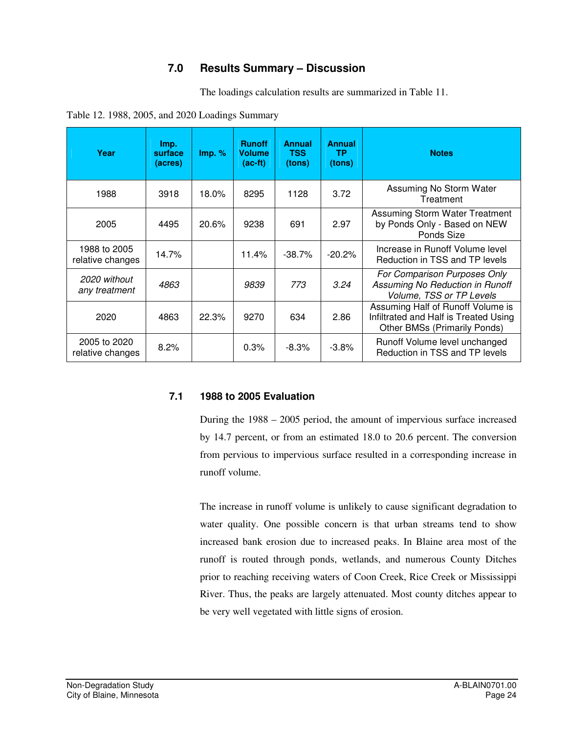## 7.0 Results Summary – Discussion

The loadings calculation results are summarized in Table 11.

Table 12. 1988, 2005, and 2020 Loadings Summary

| Year | Imp. surface (acres) | Imp. % | Runoff Volume (ac-ft) | Annual TSS (tons) | Annual TP (tons) | Notes |
|---|---|---|---|---|---|---|
| 1988 | 3918 | 18.0% | 8295 | 1128 | 3.72 | Assuming No Storm Water Treatment |
| 2005 | 4495 | 20.6% | 9238 | 691 | 2.97 | Assuming Storm Water Treatment by Ponds Only - Based on NEW Ponds Size |
| 1988 to 2005 relative changes | 14.7% | | 11.4% | -38.7% | -20.2% | Increase in Runoff Volume level Reduction in TSS and TP levels |
| *2020 without any treatment* | *4863* | | *9839* | *773* | *3.24* | *For Comparison Purposes Only Assuming No Reduction in Runoff Volume, TSS or TP Levels* |
| 2020 | 4863 | 22.3% | 9270 | 634 | 2.86 | Assuming Half of Runoff Volume is Infiltrated and Half is Treated Using Other BMSs (Primarily Ponds) |
| 2005 to 2020 relative changes | 8.2% | | 0.3% | -8.3% | -3.8% | Runoff Volume level unchanged Reduction in TSS and TP levels |

### 7.1 1988 to 2005 Evaluation

During the 1988 – 2005 period, the amount of impervious surface increased by 14.7 percent, or from an estimated 18.0 to 20.6 percent. The conversion from pervious to impervious surface resulted in a corresponding increase in runoff volume.

The increase in runoff volume is unlikely to cause significant degradation to water quality. One possible concern is that urban streams tend to show increased bank erosion due to increased peaks. In Blaine area most of the runoff is routed through ponds, wetlands, and numerous County Ditches prior to reaching receiving waters of Coon Creek, Rice Creek or Mississippi River. Thus, the peaks are largely attenuated. Most county ditches appear to be very well vegetated with little signs of erosion.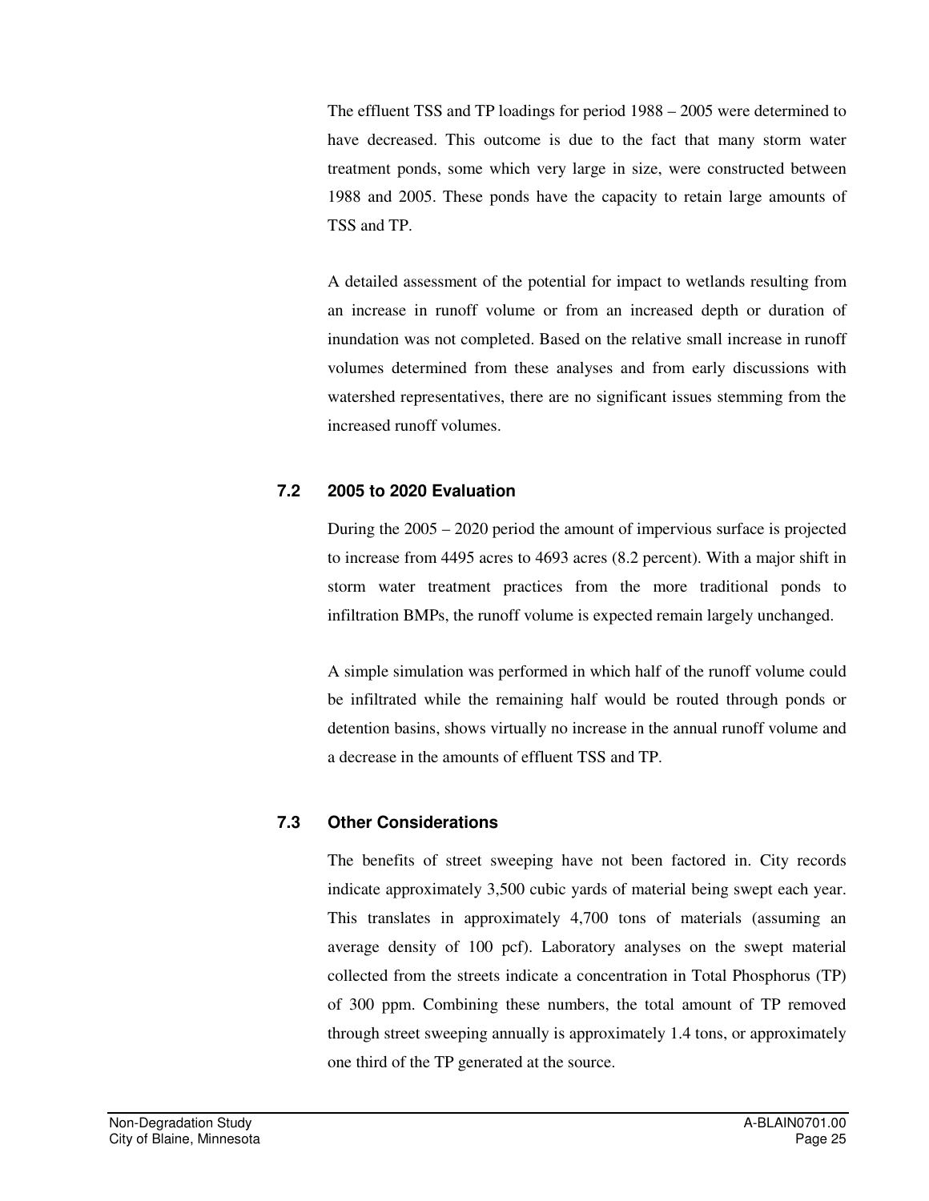The effluent TSS and TP loadings for period 1988 – 2005 were determined to have decreased. This outcome is due to the fact that many storm water treatment ponds, some which very large in size, were constructed between 1988 and 2005. These ponds have the capacity to retain large amounts of TSS and TP.

A detailed assessment of the potential for impact to wetlands resulting from an increase in runoff volume or from an increased depth or duration of inundation was not completed. Based on the relative small increase in runoff volumes determined from these analyses and from early discussions with watershed representatives, there are no significant issues stemming from the increased runoff volumes.

### 7.2 2005 to 2020 Evaluation

During the 2005 – 2020 period the amount of impervious surface is projected to increase from 4495 acres to 4693 acres (8.2 percent). With a major shift in storm water treatment practices from the more traditional ponds to infiltration BMPs, the runoff volume is expected remain largely unchanged.

A simple simulation was performed in which half of the runoff volume could be infiltrated while the remaining half would be routed through ponds or detention basins, shows virtually no increase in the annual runoff volume and a decrease in the amounts of effluent TSS and TP.

### 7.3 Other Considerations

The benefits of street sweeping have not been factored in. City records indicate approximately 3,500 cubic yards of material being swept each year. This translates in approximately 4,700 tons of materials (assuming an average density of 100 pcf). Laboratory analyses on the swept material collected from the streets indicate a concentration in Total Phosphorus (TP) of 300 ppm. Combining these numbers, the total amount of TP removed through street sweeping annually is approximately 1.4 tons, or approximately one third of the TP generated at the source.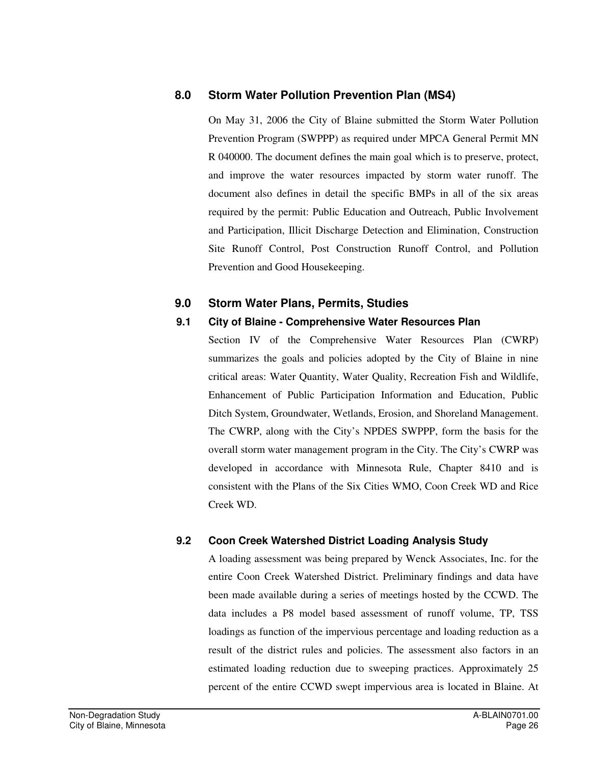## 8.0 Storm Water Pollution Prevention Plan (MS4)

On May 31, 2006 the City of Blaine submitted the Storm Water Pollution Prevention Program (SWPPP) as required under MPCA General Permit MN R 040000. The document defines the main goal which is to preserve, protect, and improve the water resources impacted by storm water runoff. The document also defines in detail the specific BMPs in all of the six areas required by the permit: Public Education and Outreach, Public Involvement and Participation, Illicit Discharge Detection and Elimination, Construction Site Runoff Control, Post Construction Runoff Control, and Pollution Prevention and Good Housekeeping.

## 9.0 Storm Water Plans, Permits, Studies

### 9.1 City of Blaine - Comprehensive Water Resources Plan

Section IV of the Comprehensive Water Resources Plan (CWRP) summarizes the goals and policies adopted by the City of Blaine in nine critical areas: Water Quantity, Water Quality, Recreation Fish and Wildlife, Enhancement of Public Participation Information and Education, Public Ditch System, Groundwater, Wetlands, Erosion, and Shoreland Management. The CWRP, along with the City's NPDES SWPPP, form the basis for the overall storm water management program in the City. The City's CWRP was developed in accordance with Minnesota Rule, Chapter 8410 and is consistent with the Plans of the Six Cities WMO, Coon Creek WD and Rice Creek WD.

### 9.2 Coon Creek Watershed District Loading Analysis Study

A loading assessment was being prepared by Wenck Associates, Inc. for the entire Coon Creek Watershed District. Preliminary findings and data have been made available during a series of meetings hosted by the CCWD. The data includes a P8 model based assessment of runoff volume, TP, TSS loadings as function of the impervious percentage and loading reduction as a result of the district rules and policies. The assessment also factors in an estimated loading reduction due to sweeping practices. Approximately 25 percent of the entire CCWD swept impervious area is located in Blaine. At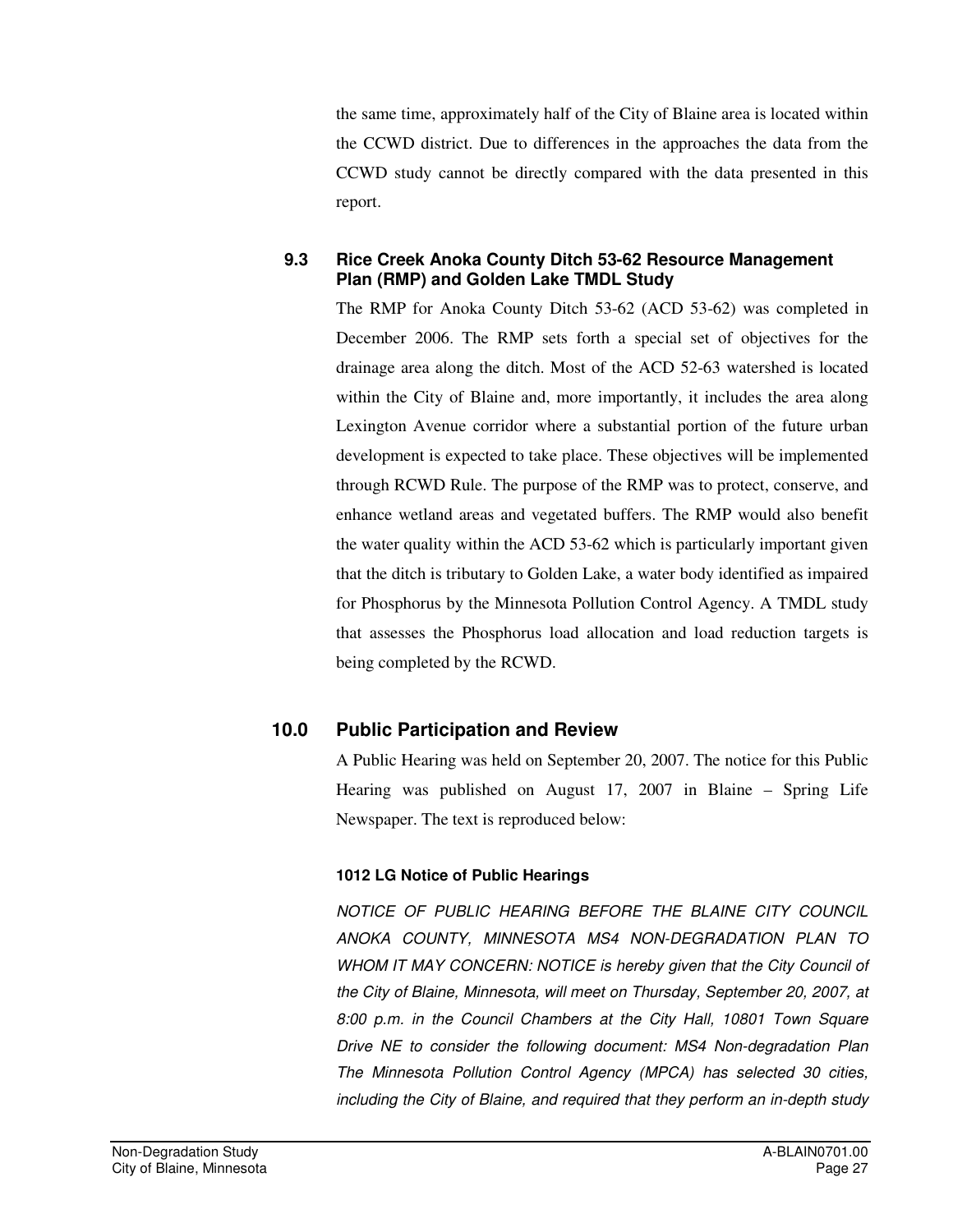the same time, approximately half of the City of Blaine area is located within the CCWD district. Due to differences in the approaches the data from the CCWD study cannot be directly compared with the data presented in this report.

### 9.3 Rice Creek Anoka County Ditch 53-62 Resource Management Plan (RMP) and Golden Lake TMDL Study

The RMP for Anoka County Ditch 53-62 (ACD 53-62) was completed in December 2006. The RMP sets forth a special set of objectives for the drainage area along the ditch. Most of the ACD 52-63 watershed is located within the City of Blaine and, more importantly, it includes the area along Lexington Avenue corridor where a substantial portion of the future urban development is expected to take place. These objectives will be implemented through RCWD Rule. The purpose of the RMP was to protect, conserve, and enhance wetland areas and vegetated buffers. The RMP would also benefit the water quality within the ACD 53-62 which is particularly important given that the ditch is tributary to Golden Lake, a water body identified as impaired for Phosphorus by the Minnesota Pollution Control Agency. A TMDL study that assesses the Phosphorus load allocation and load reduction targets is being completed by the RCWD.

## 10.0 Public Participation and Review

A Public Hearing was held on September 20, 2007. The notice for this Public Hearing was published on August 17, 2007 in Blaine – Spring Life Newspaper. The text is reproduced below:

**1012 LG Notice of Public Hearings**

*NOTICE OF PUBLIC HEARING BEFORE THE BLAINE CITY COUNCIL ANOKA COUNTY, MINNESOTA MS4 NON-DEGRADATION PLAN TO WHOM IT MAY CONCERN: NOTICE is hereby given that the City Council of the City of Blaine, Minnesota, will meet on Thursday, September 20, 2007, at 8:00 p.m. in the Council Chambers at the City Hall, 10801 Town Square Drive NE to consider the following document: MS4 Non-degradation Plan The Minnesota Pollution Control Agency (MPCA) has selected 30 cities, including the City of Blaine, and required that they perform an in-depth study*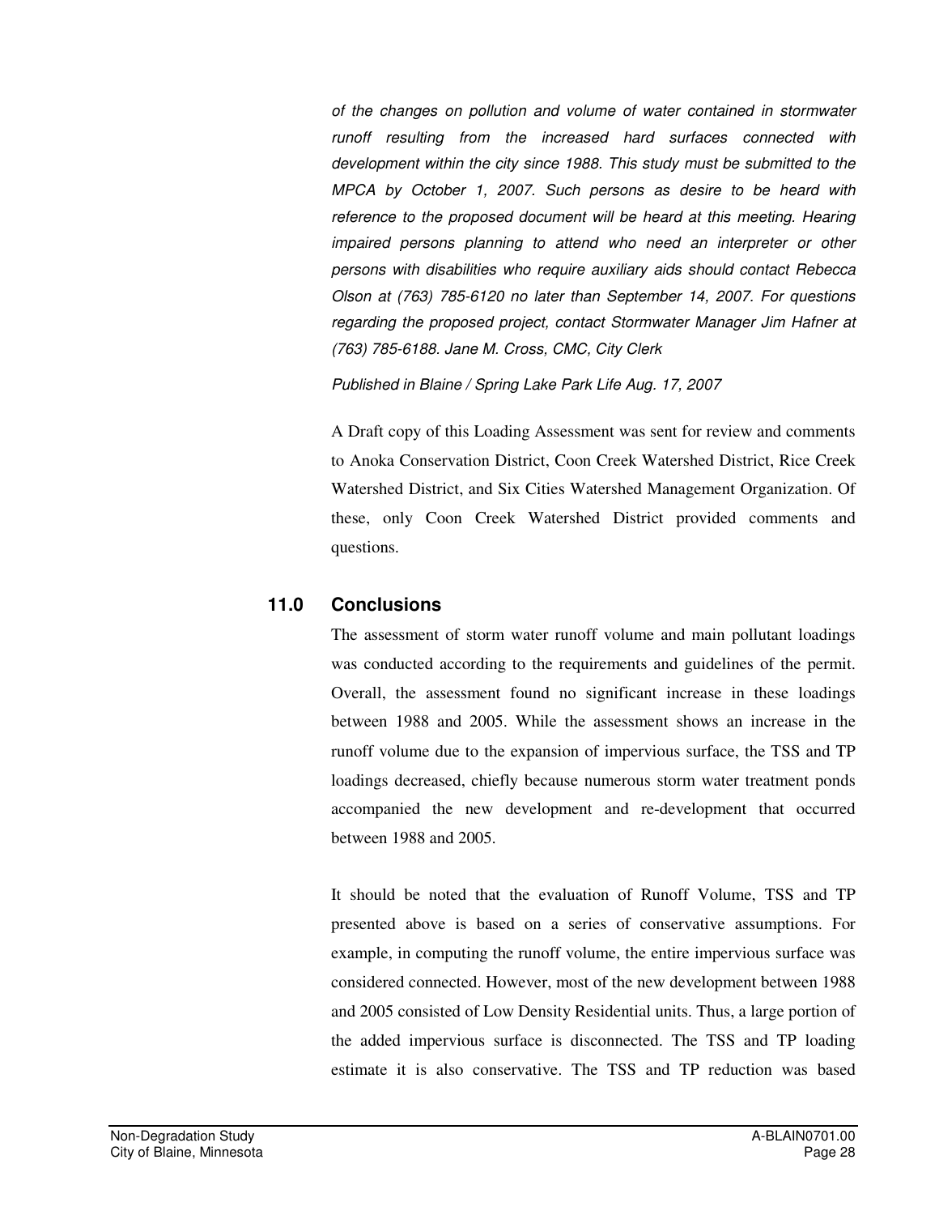*of the changes on pollution and volume of water contained in stormwater runoff resulting from the increased hard surfaces connected with development within the city since 1988. This study must be submitted to the MPCA by October 1, 2007. Such persons as desire to be heard with reference to the proposed document will be heard at this meeting. Hearing impaired persons planning to attend who need an interpreter or other persons with disabilities who require auxiliary aids should contact Rebecca Olson at (763) 785-6120 no later than September 14, 2007. For questions regarding the proposed project, contact Stormwater Manager Jim Hafner at (763) 785-6188. Jane M. Cross, CMC, City Clerk*

*Published in Blaine / Spring Lake Park Life Aug. 17, 2007*

A Draft copy of this Loading Assessment was sent for review and comments to Anoka Conservation District, Coon Creek Watershed District, Rice Creek Watershed District, and Six Cities Watershed Management Organization. Of these, only Coon Creek Watershed District provided comments and questions.

## 11.0 Conclusions

The assessment of storm water runoff volume and main pollutant loadings was conducted according to the requirements and guidelines of the permit. Overall, the assessment found no significant increase in these loadings between 1988 and 2005. While the assessment shows an increase in the runoff volume due to the expansion of impervious surface, the TSS and TP loadings decreased, chiefly because numerous storm water treatment ponds accompanied the new development and re-development that occurred between 1988 and 2005.

It should be noted that the evaluation of Runoff Volume, TSS and TP presented above is based on a series of conservative assumptions. For example, in computing the runoff volume, the entire impervious surface was considered connected. However, most of the new development between 1988 and 2005 consisted of Low Density Residential units. Thus, a large portion of the added impervious surface is disconnected. The TSS and TP loading estimate it is also conservative. The TSS and TP reduction was based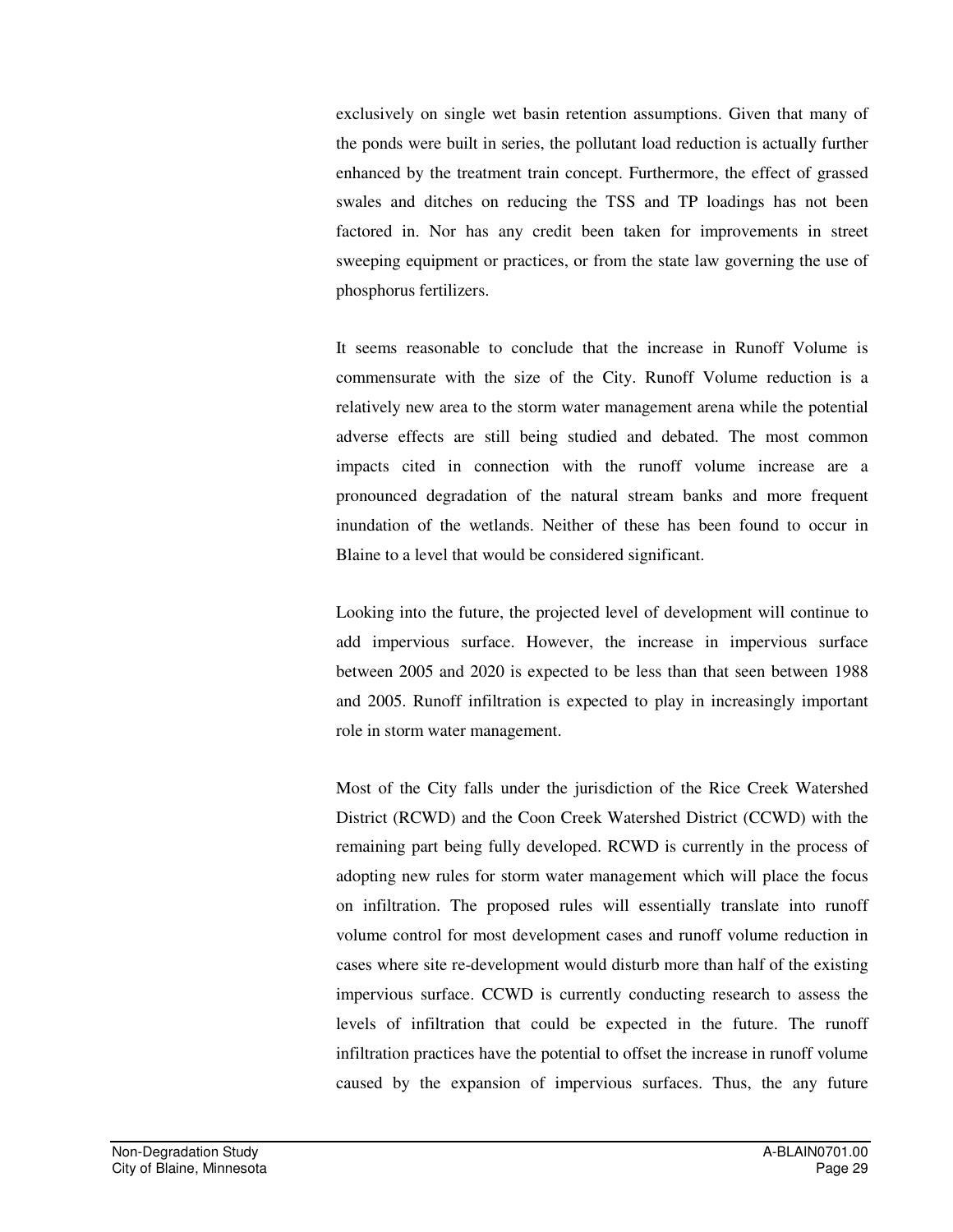exclusively on single wet basin retention assumptions. Given that many of the ponds were built in series, the pollutant load reduction is actually further enhanced by the treatment train concept. Furthermore, the effect of grassed swales and ditches on reducing the TSS and TP loadings has not been factored in. Nor has any credit been taken for improvements in street sweeping equipment or practices, or from the state law governing the use of phosphorus fertilizers.

It seems reasonable to conclude that the increase in Runoff Volume is commensurate with the size of the City. Runoff Volume reduction is a relatively new area to the storm water management arena while the potential adverse effects are still being studied and debated. The most common impacts cited in connection with the runoff volume increase are a pronounced degradation of the natural stream banks and more frequent inundation of the wetlands. Neither of these has been found to occur in Blaine to a level that would be considered significant.

Looking into the future, the projected level of development will continue to add impervious surface. However, the increase in impervious surface between 2005 and 2020 is expected to be less than that seen between 1988 and 2005. Runoff infiltration is expected to play in increasingly important role in storm water management.

Most of the City falls under the jurisdiction of the Rice Creek Watershed District (RCWD) and the Coon Creek Watershed District (CCWD) with the remaining part being fully developed. RCWD is currently in the process of adopting new rules for storm water management which will place the focus on infiltration. The proposed rules will essentially translate into runoff volume control for most development cases and runoff volume reduction in cases where site re-development would disturb more than half of the existing impervious surface. CCWD is currently conducting research to assess the levels of infiltration that could be expected in the future. The runoff infiltration practices have the potential to offset the increase in runoff volume caused by the expansion of impervious surfaces. Thus, the any future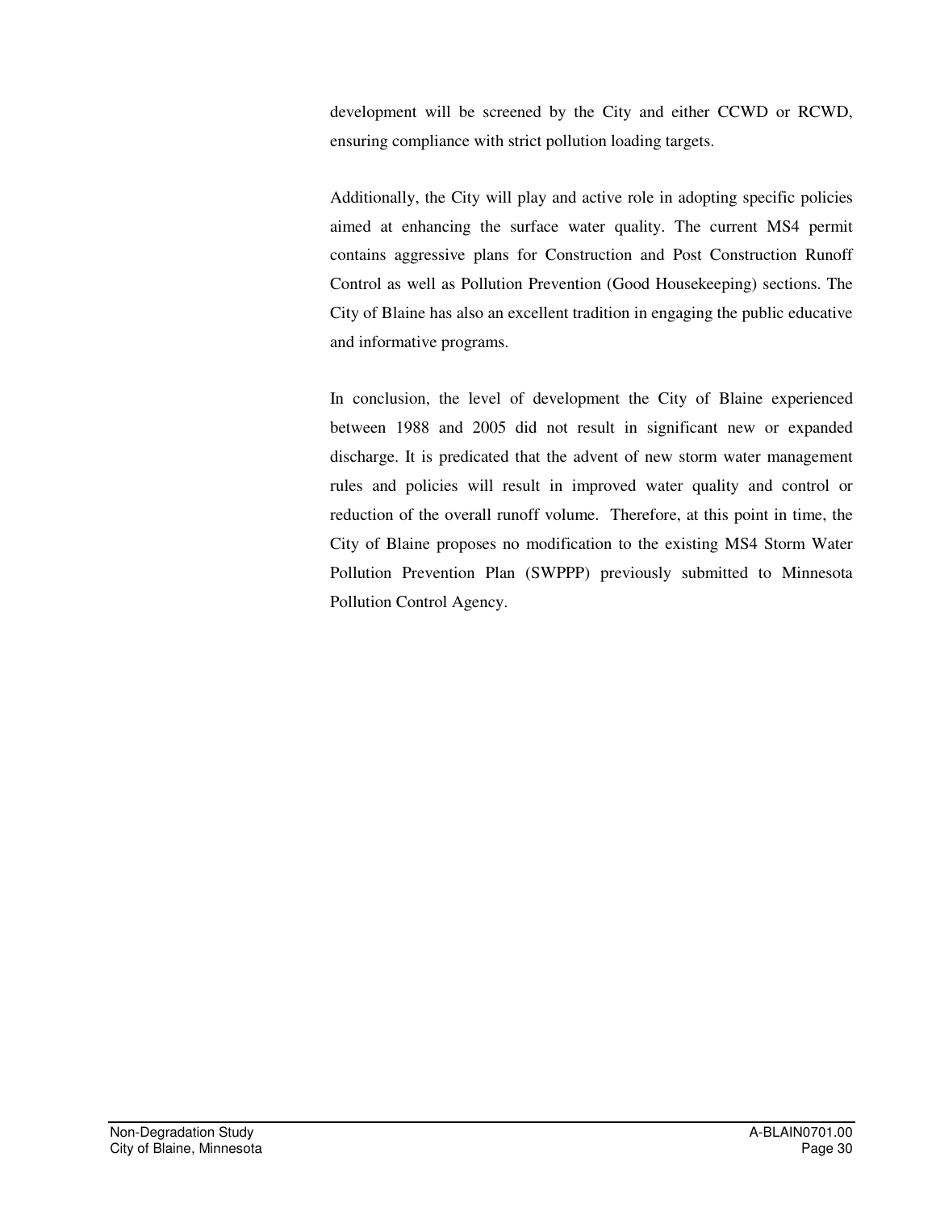development will be screened by the City and either CCWD or RCWD, ensuring compliance with strict pollution loading targets.

Additionally, the City will play and active role in adopting specific policies aimed at enhancing the surface water quality. The current MS4 permit contains aggressive plans for Construction and Post Construction Runoff Control as well as Pollution Prevention (Good Housekeeping) sections. The City of Blaine has also an excellent tradition in engaging the public educative and informative programs.

In conclusion, the level of development the City of Blaine experienced between 1988 and 2005 did not result in significant new or expanded discharge. It is predicated that the advent of new storm water management rules and policies will result in improved water quality and control or reduction of the overall runoff volume. Therefore, at this point in time, the City of Blaine proposes no modification to the existing MS4 Storm Water Pollution Prevention Plan (SWPPP) previously submitted to Minnesota Pollution Control Agency.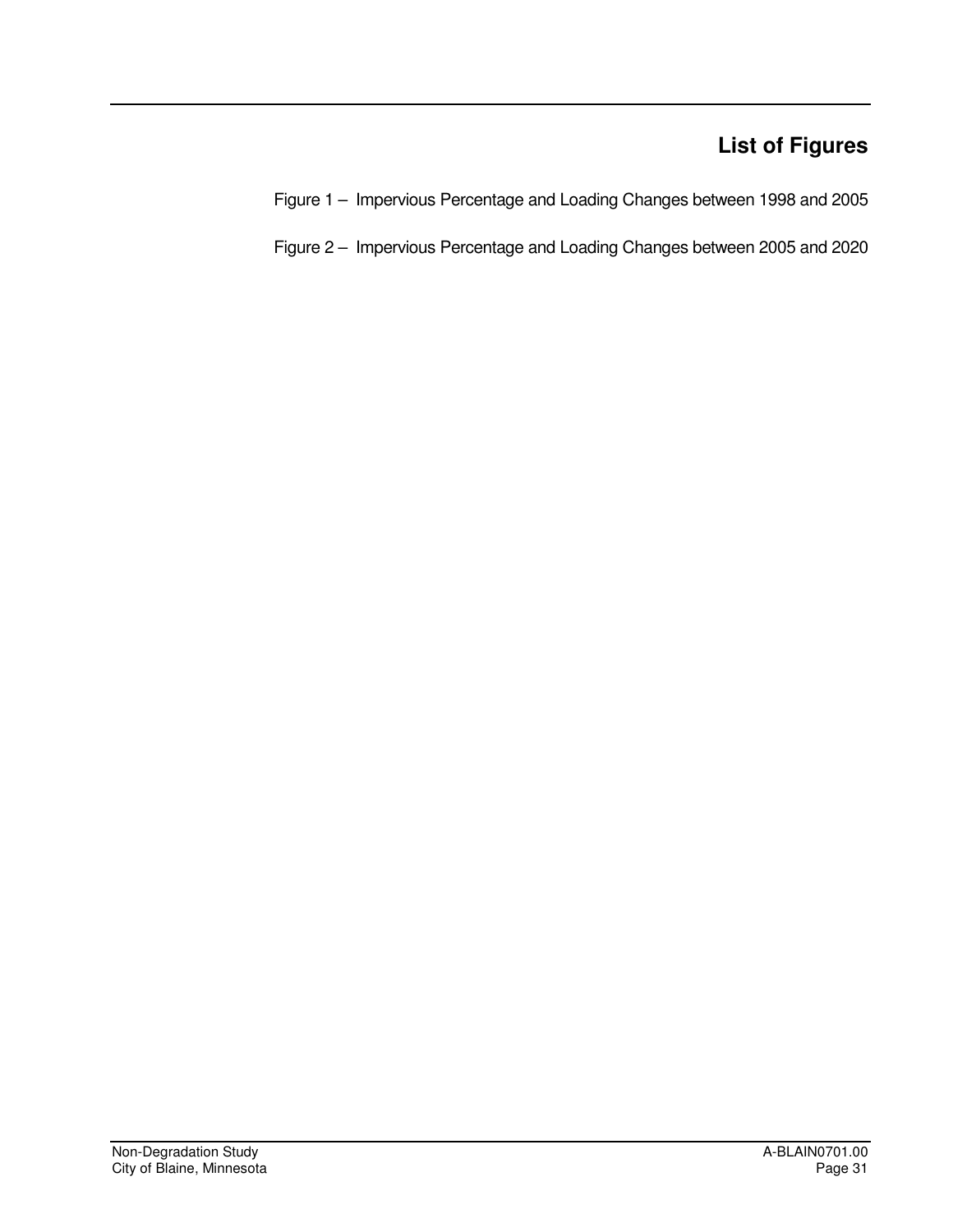## List of Figures

Figure 1 – Impervious Percentage and Loading Changes between 1998 and 2005

Figure 2 – Impervious Percentage and Loading Changes between 2005 and 2020